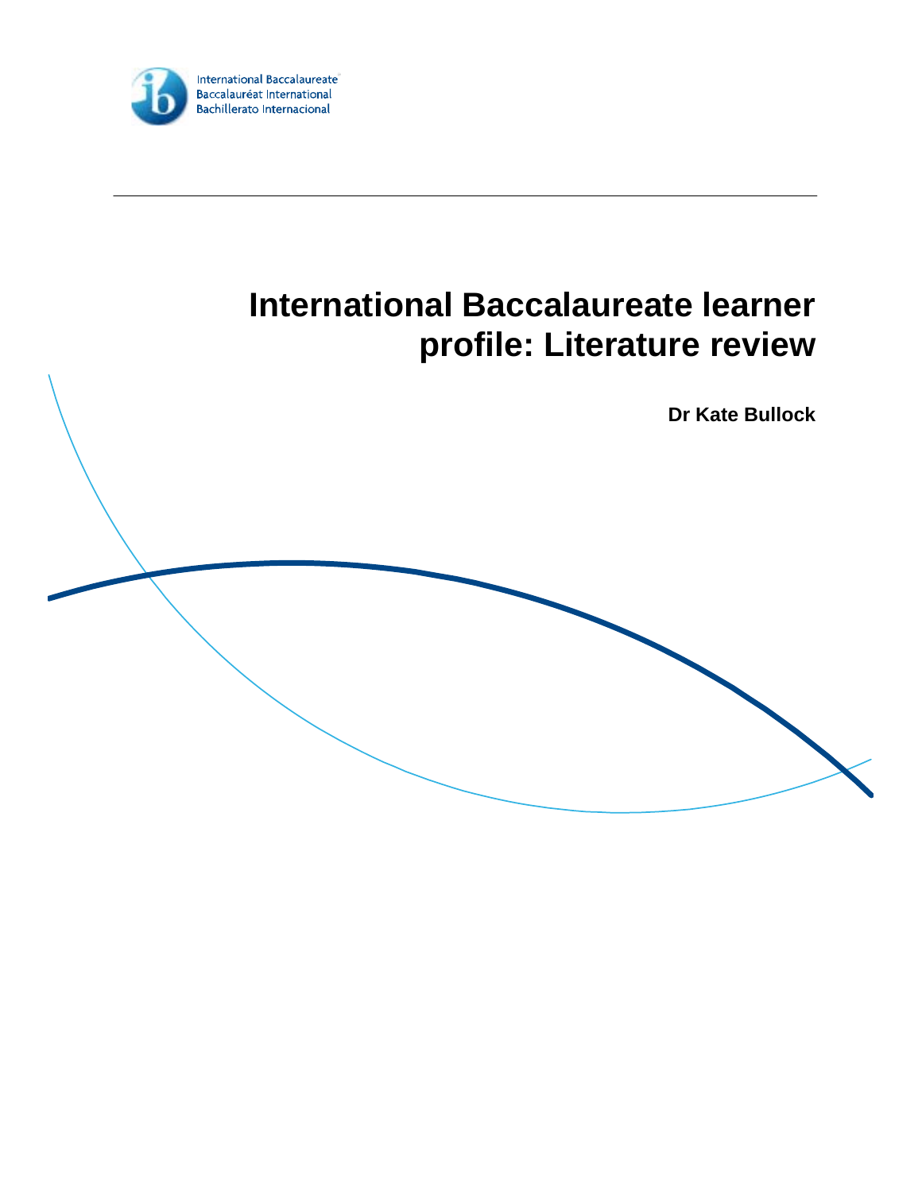International Baccalaureate
Baccalauréat International
Bachillerato Internacional

# International Baccalaureate learner profile: Literature review

**Dr Kate Bullock**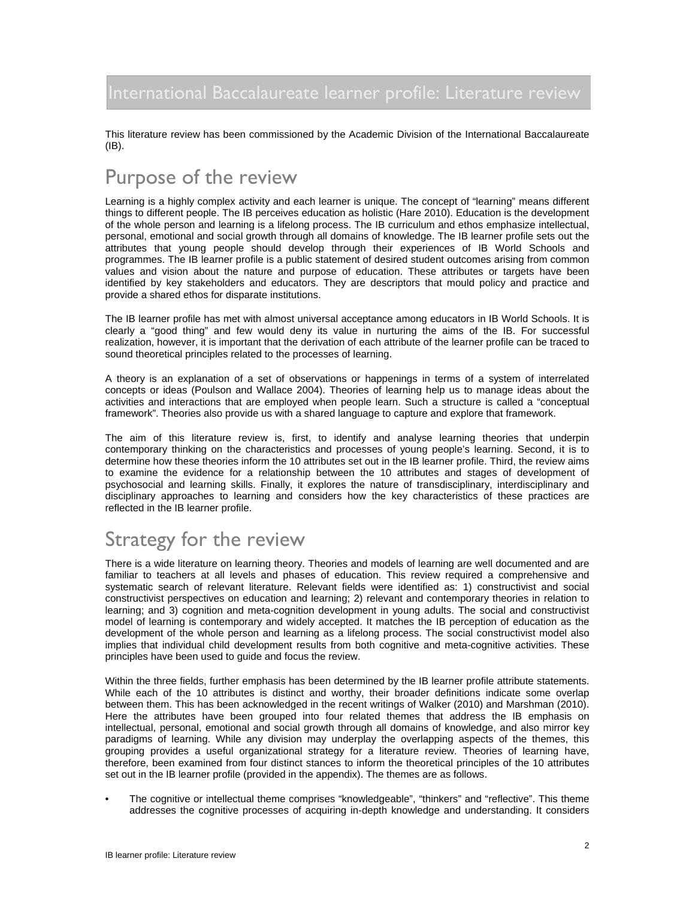# International Baccalaureate learner profile: Literature review

This literature review has been commissioned by the Academic Division of the International Baccalaureate (IB).

## Purpose of the review

Learning is a highly complex activity and each learner is unique. The concept of "learning" means different things to different people. The IB perceives education as holistic (Hare 2010). Education is the development of the whole person and learning is a lifelong process. The IB curriculum and ethos emphasize intellectual, personal, emotional and social growth through all domains of knowledge. The IB learner profile sets out the attributes that young people should develop through their experiences of IB World Schools and programmes. The IB learner profile is a public statement of desired student outcomes arising from common values and vision about the nature and purpose of education. These attributes or targets have been identified by key stakeholders and educators. They are descriptors that mould policy and practice and provide a shared ethos for disparate institutions.

The IB learner profile has met with almost universal acceptance among educators in IB World Schools. It is clearly a "good thing" and few would deny its value in nurturing the aims of the IB. For successful realization, however, it is important that the derivation of each attribute of the learner profile can be traced to sound theoretical principles related to the processes of learning.

A theory is an explanation of a set of observations or happenings in terms of a system of interrelated concepts or ideas (Poulson and Wallace 2004). Theories of learning help us to manage ideas about the activities and interactions that are employed when people learn. Such a structure is called a "conceptual framework". Theories also provide us with a shared language to capture and explore that framework.

The aim of this literature review is, first, to identify and analyse learning theories that underpin contemporary thinking on the characteristics and processes of young people's learning. Second, it is to determine how these theories inform the 10 attributes set out in the IB learner profile. Third, the review aims to examine the evidence for a relationship between the 10 attributes and stages of development of psychosocial and learning skills. Finally, it explores the nature of transdisciplinary, interdisciplinary and disciplinary approaches to learning and considers how the key characteristics of these practices are reflected in the IB learner profile.

## Strategy for the review

There is a wide literature on learning theory. Theories and models of learning are well documented and are familiar to teachers at all levels and phases of education. This review required a comprehensive and systematic search of relevant literature. Relevant fields were identified as: 1) constructivist and social constructivist perspectives on education and learning; 2) relevant and contemporary theories in relation to learning; and 3) cognition and meta-cognition development in young adults. The social and constructivist model of learning is contemporary and widely accepted. It matches the IB perception of education as the development of the whole person and learning as a lifelong process. The social constructivist model also implies that individual child development results from both cognitive and meta-cognitive activities. These principles have been used to guide and focus the review.

Within the three fields, further emphasis has been determined by the IB learner profile attribute statements. While each of the 10 attributes is distinct and worthy, their broader definitions indicate some overlap between them. This has been acknowledged in the recent writings of Walker (2010) and Marshman (2010). Here the attributes have been grouped into four related themes that address the IB emphasis on intellectual, personal, emotional and social growth through all domains of knowledge, and also mirror key paradigms of learning. While any division may underplay the overlapping aspects of the themes, this grouping provides a useful organizational strategy for a literature review. Theories of learning have, therefore, been examined from four distinct stances to inform the theoretical principles of the 10 attributes set out in the IB learner profile (provided in the appendix). The themes are as follows.

- The cognitive or intellectual theme comprises "knowledgeable", "thinkers" and "reflective". This theme addresses the cognitive processes of acquiring in-depth knowledge and understanding. It considers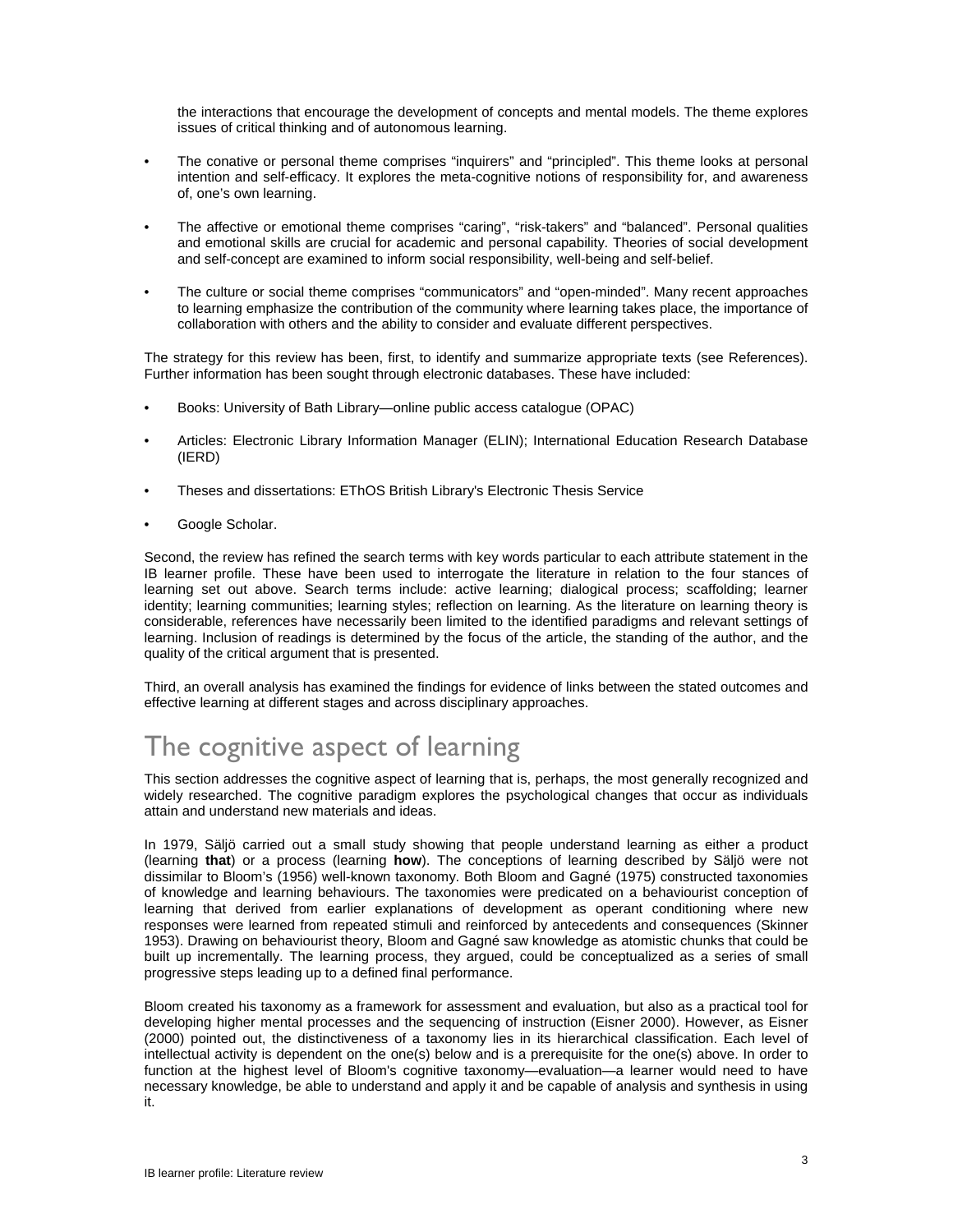the interactions that encourage the development of concepts and mental models. The theme explores issues of critical thinking and of autonomous learning.

- The conative or personal theme comprises "inquirers" and "principled". This theme looks at personal intention and self-efficacy. It explores the meta-cognitive notions of responsibility for, and awareness of, one's own learning.

- The affective or emotional theme comprises "caring", "risk-takers" and "balanced". Personal qualities and emotional skills are crucial for academic and personal capability. Theories of social development and self-concept are examined to inform social responsibility, well-being and self-belief.

- The culture or social theme comprises "communicators" and "open-minded". Many recent approaches to learning emphasize the contribution of the community where learning takes place, the importance of collaboration with others and the ability to consider and evaluate different perspectives.

The strategy for this review has been, first, to identify and summarize appropriate texts (see References). Further information has been sought through electronic databases. These have included:

- Books: University of Bath Library—online public access catalogue (OPAC)

- Articles: Electronic Library Information Manager (ELIN); International Education Research Database (IERD)

- Theses and dissertations: EThOS British Library's Electronic Thesis Service

- Google Scholar.

Second, the review has refined the search terms with key words particular to each attribute statement in the IB learner profile. These have been used to interrogate the literature in relation to the four stances of learning set out above. Search terms include: active learning; dialogical process; scaffolding; learner identity; learning communities; learning styles; reflection on learning. As the literature on learning theory is considerable, references have necessarily been limited to the identified paradigms and relevant settings of learning. Inclusion of readings is determined by the focus of the article, the standing of the author, and the quality of the critical argument that is presented.

Third, an overall analysis has examined the findings for evidence of links between the stated outcomes and effective learning at different stages and across disciplinary approaches.

# The cognitive aspect of learning

This section addresses the cognitive aspect of learning that is, perhaps, the most generally recognized and widely researched. The cognitive paradigm explores the psychological changes that occur as individuals attain and understand new materials and ideas.

In 1979, Säljö carried out a small study showing that people understand learning as either a product (learning **that**) or a process (learning **how**). The conceptions of learning described by Säljö were not dissimilar to Bloom's (1956) well-known taxonomy. Both Bloom and Gagné (1975) constructed taxonomies of knowledge and learning behaviours. The taxonomies were predicated on a behaviourist conception of learning that derived from earlier explanations of development as operant conditioning where new responses were learned from repeated stimuli and reinforced by antecedents and consequences (Skinner 1953). Drawing on behaviourist theory, Bloom and Gagné saw knowledge as atomistic chunks that could be built up incrementally. The learning process, they argued, could be conceptualized as a series of small progressive steps leading up to a defined final performance.

Bloom created his taxonomy as a framework for assessment and evaluation, but also as a practical tool for developing higher mental processes and the sequencing of instruction (Eisner 2000). However, as Eisner (2000) pointed out, the distinctiveness of a taxonomy lies in its hierarchical classification. Each level of intellectual activity is dependent on the one(s) below and is a prerequisite for the one(s) above. In order to function at the highest level of Bloom's cognitive taxonomy—evaluation—a learner would need to have necessary knowledge, be able to understand and apply it and be capable of analysis and synthesis in using it.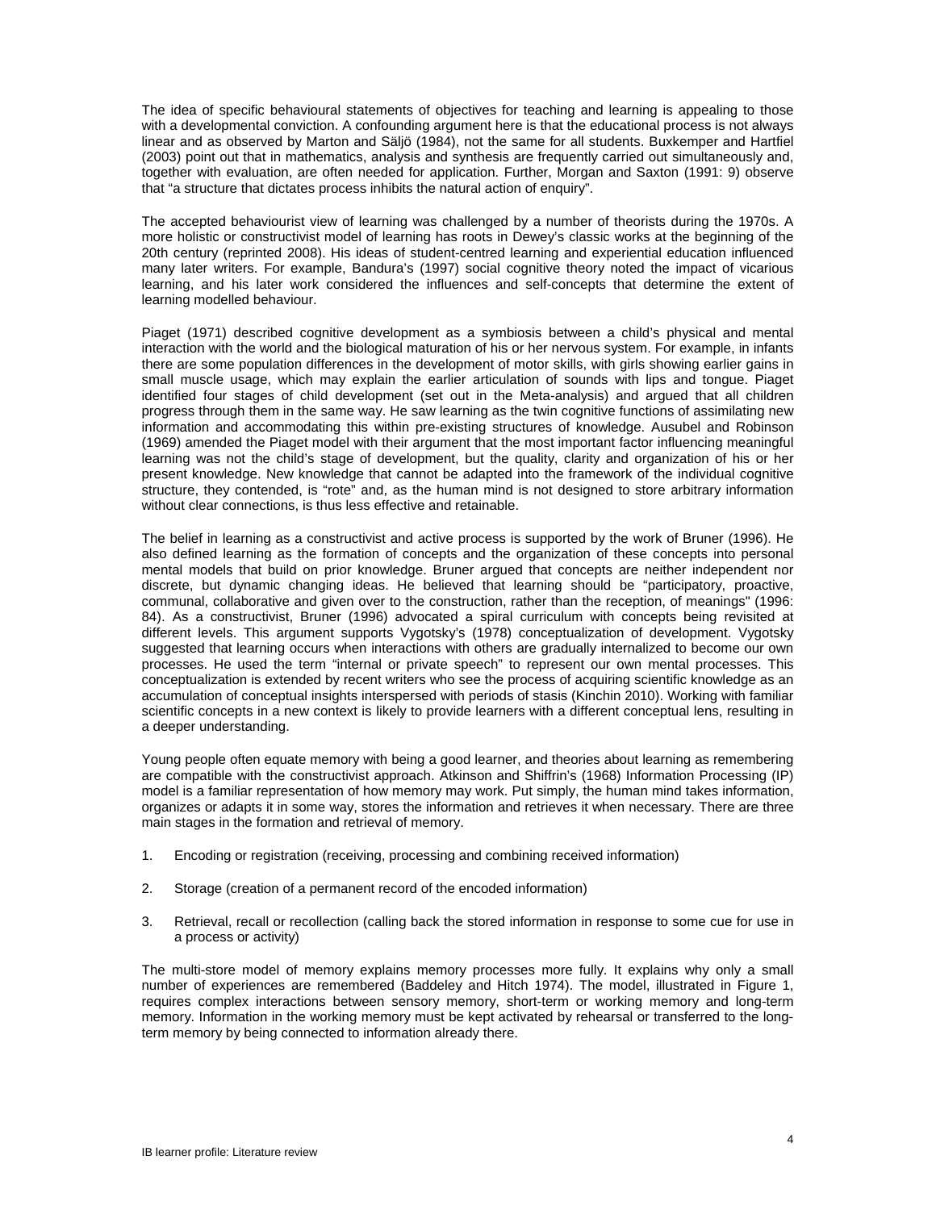The idea of specific behavioural statements of objectives for teaching and learning is appealing to those with a developmental conviction. A confounding argument here is that the educational process is not always linear and as observed by Marton and Säljö (1984), not the same for all students. Buxkemper and Hartfiel (2003) point out that in mathematics, analysis and synthesis are frequently carried out simultaneously and, together with evaluation, are often needed for application. Further, Morgan and Saxton (1991: 9) observe that "a structure that dictates process inhibits the natural action of enquiry".

The accepted behaviourist view of learning was challenged by a number of theorists during the 1970s. A more holistic or constructivist model of learning has roots in Dewey's classic works at the beginning of the 20th century (reprinted 2008). His ideas of student-centred learning and experiential education influenced many later writers. For example, Bandura's (1997) social cognitive theory noted the impact of vicarious learning, and his later work considered the influences and self-concepts that determine the extent of learning modelled behaviour.

Piaget (1971) described cognitive development as a symbiosis between a child's physical and mental interaction with the world and the biological maturation of his or her nervous system. For example, in infants there are some population differences in the development of motor skills, with girls showing earlier gains in small muscle usage, which may explain the earlier articulation of sounds with lips and tongue. Piaget identified four stages of child development (set out in the Meta-analysis) and argued that all children progress through them in the same way. He saw learning as the twin cognitive functions of assimilating new information and accommodating this within pre-existing structures of knowledge. Ausubel and Robinson (1969) amended the Piaget model with their argument that the most important factor influencing meaningful learning was not the child's stage of development, but the quality, clarity and organization of his or her present knowledge. New knowledge that cannot be adapted into the framework of the individual cognitive structure, they contended, is "rote" and, as the human mind is not designed to store arbitrary information without clear connections, is thus less effective and retainable.

The belief in learning as a constructivist and active process is supported by the work of Bruner (1996). He also defined learning as the formation of concepts and the organization of these concepts into personal mental models that build on prior knowledge. Bruner argued that concepts are neither independent nor discrete, but dynamic changing ideas. He believed that learning should be "participatory, proactive, communal, collaborative and given over to the construction, rather than the reception, of meanings" (1996: 84). As a constructivist, Bruner (1996) advocated a spiral curriculum with concepts being revisited at different levels. This argument supports Vygotsky's (1978) conceptualization of development. Vygotsky suggested that learning occurs when interactions with others are gradually internalized to become our own processes. He used the term "internal or private speech" to represent our own mental processes. This conceptualization is extended by recent writers who see the process of acquiring scientific knowledge as an accumulation of conceptual insights interspersed with periods of stasis (Kinchin 2010). Working with familiar scientific concepts in a new context is likely to provide learners with a different conceptual lens, resulting in a deeper understanding.

Young people often equate memory with being a good learner, and theories about learning as remembering are compatible with the constructivist approach. Atkinson and Shiffrin's (1968) Information Processing (IP) model is a familiar representation of how memory may work. Put simply, the human mind takes information, organizes or adapts it in some way, stores the information and retrieves it when necessary. There are three main stages in the formation and retrieval of memory.

1. Encoding or registration (receiving, processing and combining received information)
2. Storage (creation of a permanent record of the encoded information)
3. Retrieval, recall or recollection (calling back the stored information in response to some cue for use in a process or activity)

The multi-store model of memory explains memory processes more fully. It explains why only a small number of experiences are remembered (Baddeley and Hitch 1974). The model, illustrated in Figure 1, requires complex interactions between sensory memory, short-term or working memory and long-term memory. Information in the working memory must be kept activated by rehearsal or transferred to the long-term memory by being connected to information already there.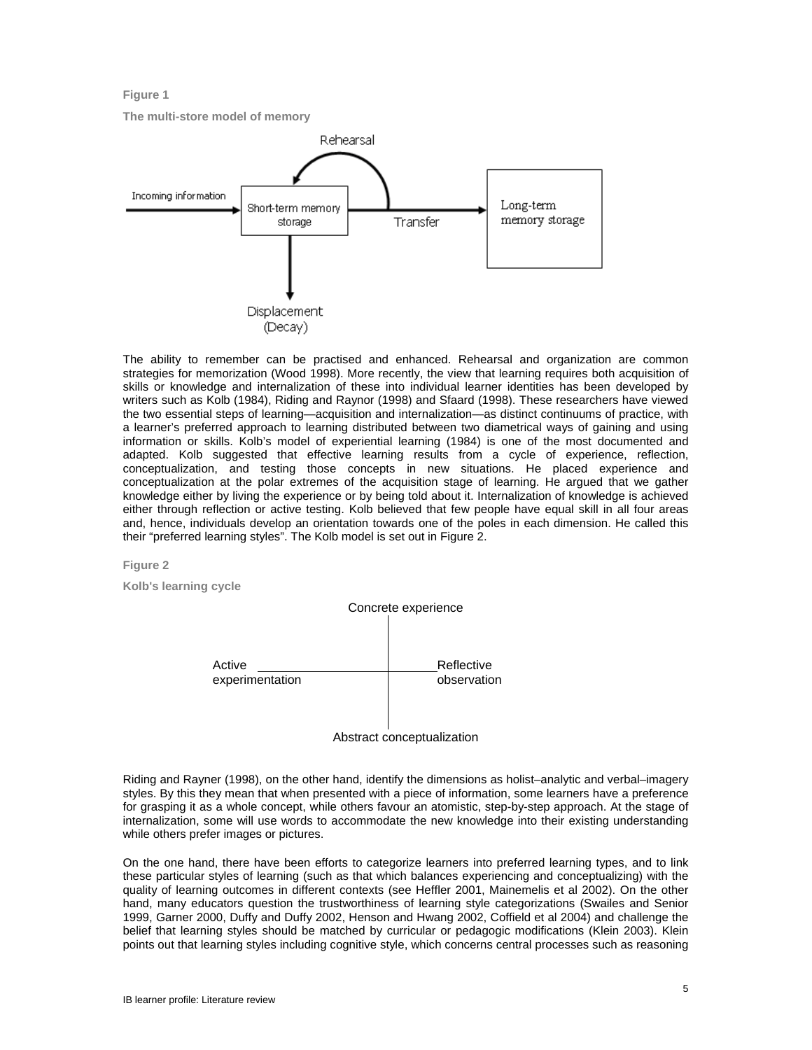**Figure 1**

**The multi-store model of memory**

Rehearsal

Incoming information → Short-term memory storage → Transfer → Long-term memory storage

Displacement (Decay)

The ability to remember can be practised and enhanced. Rehearsal and organization are common strategies for memorization (Wood 1998). More recently, the view that learning requires both acquisition of skills or knowledge and internalization of these into individual learner identities has been developed by writers such as Kolb (1984), Riding and Raynor (1998) and Sfaard (1998). These researchers have viewed the two essential steps of learning—acquisition and internalization—as distinct continuums of practice, with a learner's preferred approach to learning distributed between two diametrical ways of gaining and using information or skills. Kolb's model of experiential learning (1984) is one of the most documented and adapted. Kolb suggested that effective learning results from a cycle of experience, reflection, conceptualization, and testing those concepts in new situations. He placed experience and conceptualization at the polar extremes of the acquisition stage of learning. He argued that we gather knowledge either by living the experience or by being told about it. Internalization of knowledge is achieved either through reflection or active testing. Kolb believed that few people have equal skill in all four areas and, hence, individuals develop an orientation towards one of the poles in each dimension. He called this their "preferred learning styles". The Kolb model is set out in Figure 2.

**Figure 2**

**Kolb's learning cycle**

Concrete experience

Active experimentation — Reflective observation

Abstract conceptualization

Riding and Rayner (1998), on the other hand, identify the dimensions as holist–analytic and verbal–imagery styles. By this they mean that when presented with a piece of information, some learners have a preference for grasping it as a whole concept, while others favour an atomistic, step-by-step approach. At the stage of internalization, some will use words to accommodate the new knowledge into their existing understanding while others prefer images or pictures.

On the one hand, there have been efforts to categorize learners into preferred learning types, and to link these particular styles of learning (such as that which balances experiencing and conceptualizing) with the quality of learning outcomes in different contexts (see Heffler 2001, Mainemelis et al 2002). On the other hand, many educators question the trustworthiness of learning style categorizations (Swailes and Senior 1999, Garner 2000, Duffy and Duffy 2002, Henson and Hwang 2002, Coffield et al 2004) and challenge the belief that learning styles should be matched by curricular or pedagogic modifications (Klein 2003). Klein points out that learning styles including cognitive style, which concerns central processes such as reasoning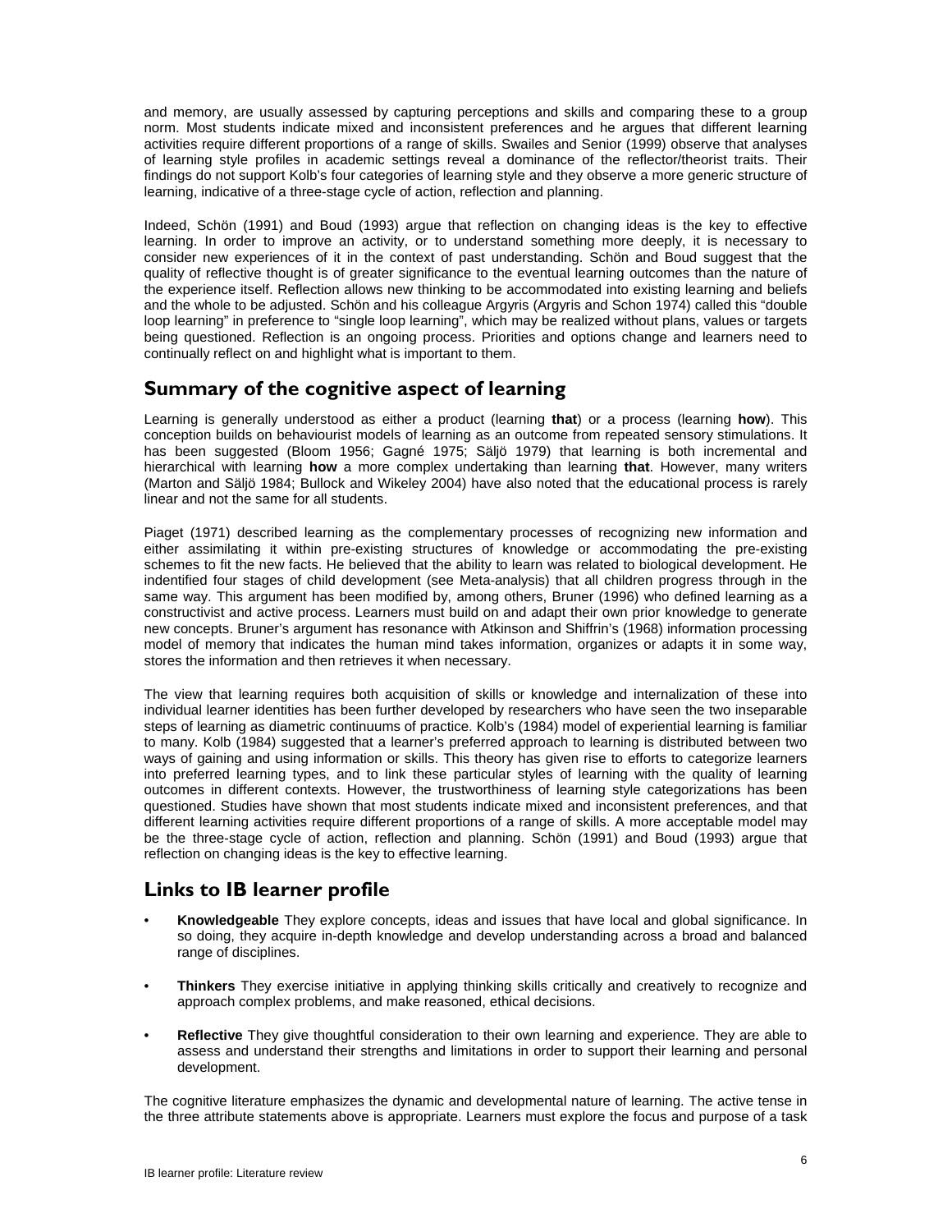and memory, are usually assessed by capturing perceptions and skills and comparing these to a group norm. Most students indicate mixed and inconsistent preferences and he argues that different learning activities require different proportions of a range of skills. Swailes and Senior (1999) observe that analyses of learning style profiles in academic settings reveal a dominance of the reflector/theorist traits. Their findings do not support Kolb's four categories of learning style and they observe a more generic structure of learning, indicative of a three-stage cycle of action, reflection and planning.

Indeed, Schön (1991) and Boud (1993) argue that reflection on changing ideas is the key to effective learning. In order to improve an activity, or to understand something more deeply, it is necessary to consider new experiences of it in the context of past understanding. Schön and Boud suggest that the quality of reflective thought is of greater significance to the eventual learning outcomes than the nature of the experience itself. Reflection allows new thinking to be accommodated into existing learning and beliefs and the whole to be adjusted. Schön and his colleague Argyris (Argyris and Schon 1974) called this "double loop learning" in preference to "single loop learning", which may be realized without plans, values or targets being questioned. Reflection is an ongoing process. Priorities and options change and learners need to continually reflect on and highlight what is important to them.

## Summary of the cognitive aspect of learning

Learning is generally understood as either a product (learning **that**) or a process (learning **how**). This conception builds on behaviourist models of learning as an outcome from repeated sensory stimulations. It has been suggested (Bloom 1956; Gagné 1975; Säljö 1979) that learning is both incremental and hierarchical with learning **how** a more complex undertaking than learning **that**. However, many writers (Marton and Säljö 1984; Bullock and Wikeley 2004) have also noted that the educational process is rarely linear and not the same for all students.

Piaget (1971) described learning as the complementary processes of recognizing new information and either assimilating it within pre-existing structures of knowledge or accommodating the pre-existing schemes to fit the new facts. He believed that the ability to learn was related to biological development. He indentified four stages of child development (see Meta-analysis) that all children progress through in the same way. This argument has been modified by, among others, Bruner (1996) who defined learning as a constructivist and active process. Learners must build on and adapt their own prior knowledge to generate new concepts. Bruner's argument has resonance with Atkinson and Shiffrin's (1968) information processing model of memory that indicates the human mind takes information, organizes or adapts it in some way, stores the information and then retrieves it when necessary.

The view that learning requires both acquisition of skills or knowledge and internalization of these into individual learner identities has been further developed by researchers who have seen the two inseparable steps of learning as diametric continuums of practice. Kolb's (1984) model of experiential learning is familiar to many. Kolb (1984) suggested that a learner's preferred approach to learning is distributed between two ways of gaining and using information or skills. This theory has given rise to efforts to categorize learners into preferred learning types, and to link these particular styles of learning with the quality of learning outcomes in different contexts. However, the trustworthiness of learning style categorizations has been questioned. Studies have shown that most students indicate mixed and inconsistent preferences, and that different learning activities require different proportions of a range of skills. A more acceptable model may be the three-stage cycle of action, reflection and planning. Schön (1991) and Boud (1993) argue that reflection on changing ideas is the key to effective learning.

## Links to IB learner profile

- **Knowledgeable** They explore concepts, ideas and issues that have local and global significance. In so doing, they acquire in-depth knowledge and develop understanding across a broad and balanced range of disciplines.
- **Thinkers** They exercise initiative in applying thinking skills critically and creatively to recognize and approach complex problems, and make reasoned, ethical decisions.
- **Reflective** They give thoughtful consideration to their own learning and experience. They are able to assess and understand their strengths and limitations in order to support their learning and personal development.

The cognitive literature emphasizes the dynamic and developmental nature of learning. The active tense in the three attribute statements above is appropriate. Learners must explore the focus and purpose of a task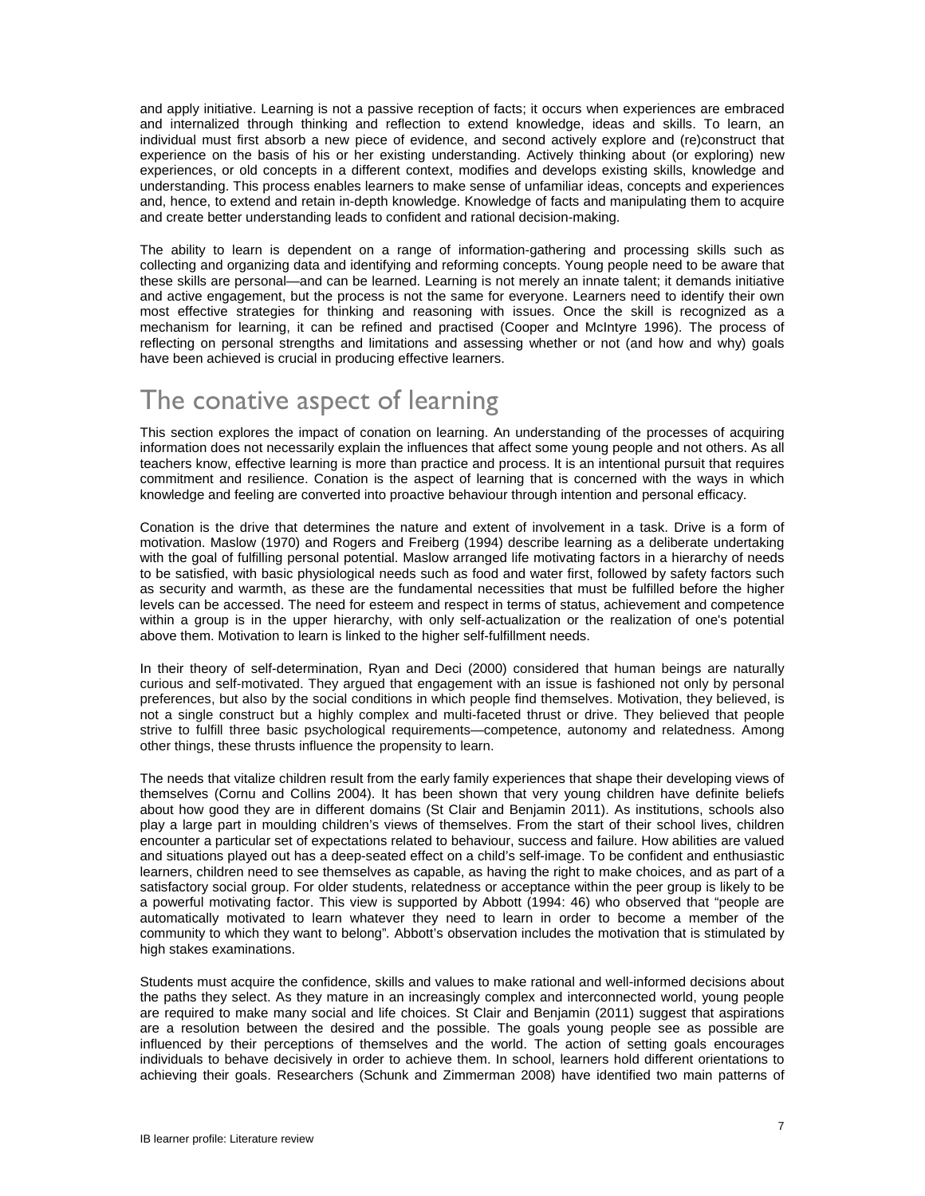and apply initiative. Learning is not a passive reception of facts; it occurs when experiences are embraced and internalized through thinking and reflection to extend knowledge, ideas and skills. To learn, an individual must first absorb a new piece of evidence, and second actively explore and (re)construct that experience on the basis of his or her existing understanding. Actively thinking about (or exploring) new experiences, or old concepts in a different context, modifies and develops existing skills, knowledge and understanding. This process enables learners to make sense of unfamiliar ideas, concepts and experiences and, hence, to extend and retain in-depth knowledge. Knowledge of facts and manipulating them to acquire and create better understanding leads to confident and rational decision-making.

The ability to learn is dependent on a range of information-gathering and processing skills such as collecting and organizing data and identifying and reforming concepts. Young people need to be aware that these skills are personal—and can be learned. Learning is not merely an innate talent; it demands initiative and active engagement, but the process is not the same for everyone. Learners need to identify their own most effective strategies for thinking and reasoning with issues. Once the skill is recognized as a mechanism for learning, it can be refined and practised (Cooper and McIntyre 1996). The process of reflecting on personal strengths and limitations and assessing whether or not (and how and why) goals have been achieved is crucial in producing effective learners.

# The conative aspect of learning

This section explores the impact of conation on learning. An understanding of the processes of acquiring information does not necessarily explain the influences that affect some young people and not others. As all teachers know, effective learning is more than practice and process. It is an intentional pursuit that requires commitment and resilience. Conation is the aspect of learning that is concerned with the ways in which knowledge and feeling are converted into proactive behaviour through intention and personal efficacy.

Conation is the drive that determines the nature and extent of involvement in a task. Drive is a form of motivation. Maslow (1970) and Rogers and Freiberg (1994) describe learning as a deliberate undertaking with the goal of fulfilling personal potential. Maslow arranged life motivating factors in a hierarchy of needs to be satisfied, with basic physiological needs such as food and water first, followed by safety factors such as security and warmth, as these are the fundamental necessities that must be fulfilled before the higher levels can be accessed. The need for esteem and respect in terms of status, achievement and competence within a group is in the upper hierarchy, with only self-actualization or the realization of one's potential above them. Motivation to learn is linked to the higher self-fulfillment needs.

In their theory of self-determination, Ryan and Deci (2000) considered that human beings are naturally curious and self-motivated. They argued that engagement with an issue is fashioned not only by personal preferences, but also by the social conditions in which people find themselves. Motivation, they believed, is not a single construct but a highly complex and multi-faceted thrust or drive. They believed that people strive to fulfill three basic psychological requirements—competence, autonomy and relatedness. Among other things, these thrusts influence the propensity to learn.

The needs that vitalize children result from the early family experiences that shape their developing views of themselves (Cornu and Collins 2004). It has been shown that very young children have definite beliefs about how good they are in different domains (St Clair and Benjamin 2011). As institutions, schools also play a large part in moulding children's views of themselves. From the start of their school lives, children encounter a particular set of expectations related to behaviour, success and failure. How abilities are valued and situations played out has a deep-seated effect on a child's self-image. To be confident and enthusiastic learners, children need to see themselves as capable, as having the right to make choices, and as part of a satisfactory social group. For older students, relatedness or acceptance within the peer group is likely to be a powerful motivating factor. This view is supported by Abbott (1994: 46) who observed that "people are automatically motivated to learn whatever they need to learn in order to become a member of the community to which they want to belong". Abbott's observation includes the motivation that is stimulated by high stakes examinations.

Students must acquire the confidence, skills and values to make rational and well-informed decisions about the paths they select. As they mature in an increasingly complex and interconnected world, young people are required to make many social and life choices. St Clair and Benjamin (2011) suggest that aspirations are a resolution between the desired and the possible. The goals young people see as possible are influenced by their perceptions of themselves and the world. The action of setting goals encourages individuals to behave decisively in order to achieve them. In school, learners hold different orientations to achieving their goals. Researchers (Schunk and Zimmerman 2008) have identified two main patterns of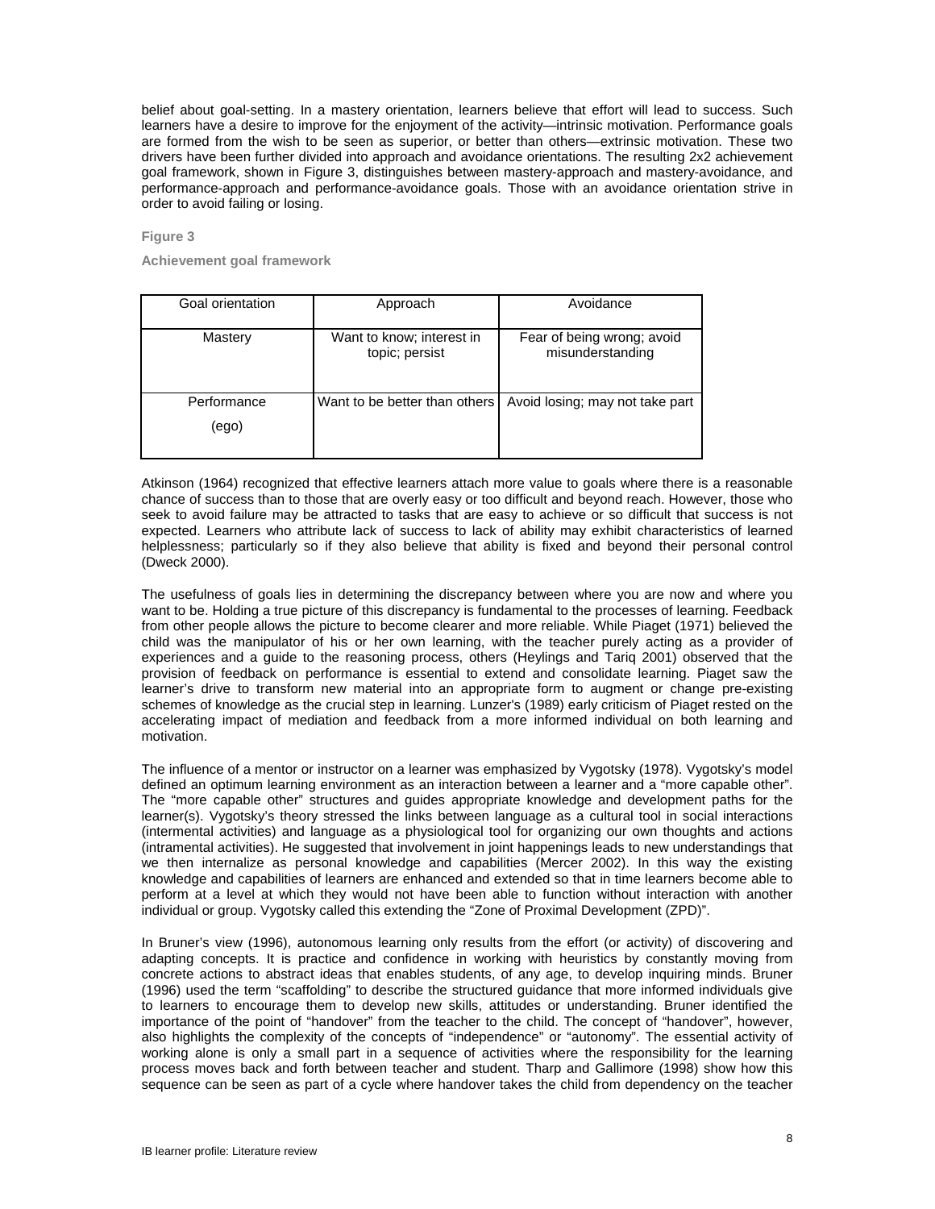belief about goal-setting. In a mastery orientation, learners believe that effort will lead to success. Such learners have a desire to improve for the enjoyment of the activity—intrinsic motivation. Performance goals are formed from the wish to be seen as superior, or better than others—extrinsic motivation. These two drivers have been further divided into approach and avoidance orientations. The resulting 2x2 achievement goal framework, shown in Figure 3, distinguishes between mastery-approach and mastery-avoidance, and performance-approach and performance-avoidance goals. Those with an avoidance orientation strive in order to avoid failing or losing.

**Figure 3**

**Achievement goal framework**

| Goal orientation | Approach | Avoidance |
|---|---|---|
| Mastery | Want to know; interest in topic; persist | Fear of being wrong; avoid misunderstanding |
| Performance (ego) | Want to be better than others | Avoid losing; may not take part |

Atkinson (1964) recognized that effective learners attach more value to goals where there is a reasonable chance of success than to those that are overly easy or too difficult and beyond reach. However, those who seek to avoid failure may be attracted to tasks that are easy to achieve or so difficult that success is not expected. Learners who attribute lack of success to lack of ability may exhibit characteristics of learned helplessness; particularly so if they also believe that ability is fixed and beyond their personal control (Dweck 2000).

The usefulness of goals lies in determining the discrepancy between where you are now and where you want to be. Holding a true picture of this discrepancy is fundamental to the processes of learning. Feedback from other people allows the picture to become clearer and more reliable. While Piaget (1971) believed the child was the manipulator of his or her own learning, with the teacher purely acting as a provider of experiences and a guide to the reasoning process, others (Heylings and Tariq 2001) observed that the provision of feedback on performance is essential to extend and consolidate learning. Piaget saw the learner's drive to transform new material into an appropriate form to augment or change pre-existing schemes of knowledge as the crucial step in learning. Lunzer's (1989) early criticism of Piaget rested on the accelerating impact of mediation and feedback from a more informed individual on both learning and motivation.

The influence of a mentor or instructor on a learner was emphasized by Vygotsky (1978). Vygotsky's model defined an optimum learning environment as an interaction between a learner and a "more capable other". The "more capable other" structures and guides appropriate knowledge and development paths for the learner(s). Vygotsky's theory stressed the links between language as a cultural tool in social interactions (intermental activities) and language as a physiological tool for organizing our own thoughts and actions (intramental activities). He suggested that involvement in joint happenings leads to new understandings that we then internalize as personal knowledge and capabilities (Mercer 2002). In this way the existing knowledge and capabilities of learners are enhanced and extended so that in time learners become able to perform at a level at which they would not have been able to function without interaction with another individual or group. Vygotsky called this extending the "Zone of Proximal Development (ZPD)".

In Bruner's view (1996), autonomous learning only results from the effort (or activity) of discovering and adapting concepts. It is practice and confidence in working with heuristics by constantly moving from concrete actions to abstract ideas that enables students, of any age, to develop inquiring minds. Bruner (1996) used the term "scaffolding" to describe the structured guidance that more informed individuals give to learners to encourage them to develop new skills, attitudes or understanding. Bruner identified the importance of the point of "handover" from the teacher to the child. The concept of "handover", however, also highlights the complexity of the concepts of "independence" or "autonomy". The essential activity of working alone is only a small part in a sequence of activities where the responsibility for the learning process moves back and forth between teacher and student. Tharp and Gallimore (1998) show how this sequence can be seen as part of a cycle where handover takes the child from dependency on the teacher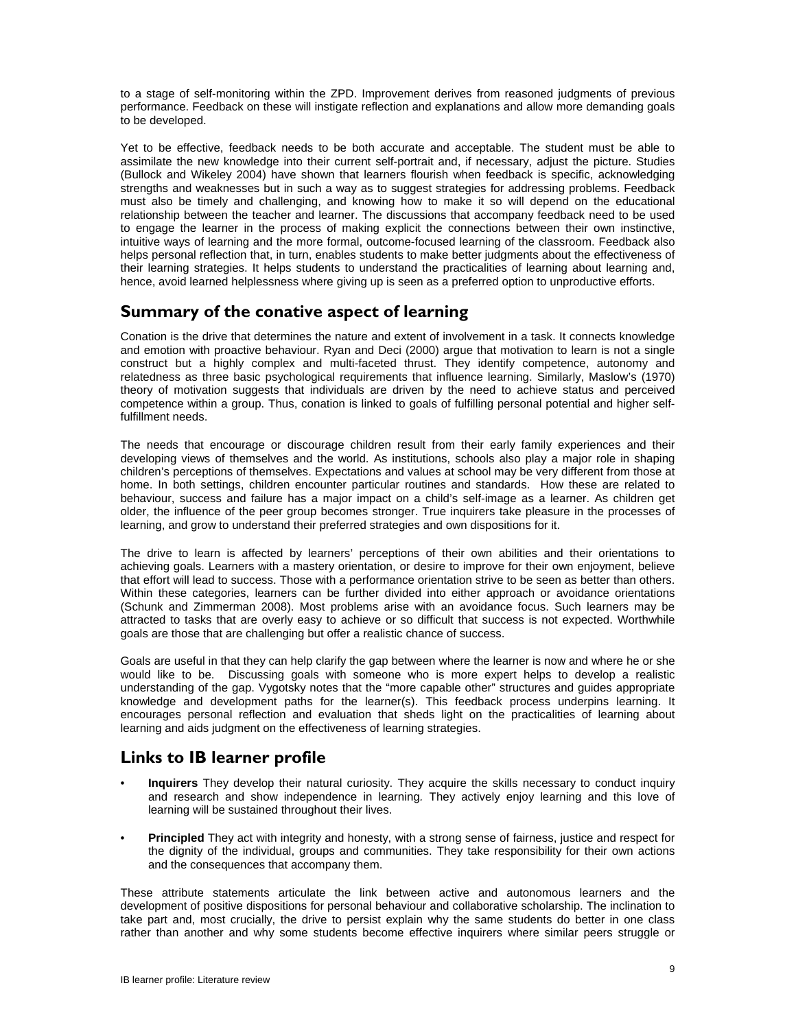to a stage of self-monitoring within the ZPD. Improvement derives from reasoned judgments of previous performance. Feedback on these will instigate reflection and explanations and allow more demanding goals to be developed.

Yet to be effective, feedback needs to be both accurate and acceptable. The student must be able to assimilate the new knowledge into their current self-portrait and, if necessary, adjust the picture. Studies (Bullock and Wikeley 2004) have shown that learners flourish when feedback is specific, acknowledging strengths and weaknesses but in such a way as to suggest strategies for addressing problems. Feedback must also be timely and challenging, and knowing how to make it so will depend on the educational relationship between the teacher and learner. The discussions that accompany feedback need to be used to engage the learner in the process of making explicit the connections between their own instinctive, intuitive ways of learning and the more formal, outcome-focused learning of the classroom. Feedback also helps personal reflection that, in turn, enables students to make better judgments about the effectiveness of their learning strategies. It helps students to understand the practicalities of learning about learning and, hence, avoid learned helplessness where giving up is seen as a preferred option to unproductive efforts.

## Summary of the conative aspect of learning

Conation is the drive that determines the nature and extent of involvement in a task. It connects knowledge and emotion with proactive behaviour. Ryan and Deci (2000) argue that motivation to learn is not a single construct but a highly complex and multi-faceted thrust. They identify competence, autonomy and relatedness as three basic psychological requirements that influence learning. Similarly, Maslow's (1970) theory of motivation suggests that individuals are driven by the need to achieve status and perceived competence within a group. Thus, conation is linked to goals of fulfilling personal potential and higher self-fulfillment needs.

The needs that encourage or discourage children result from their early family experiences and their developing views of themselves and the world. As institutions, schools also play a major role in shaping children's perceptions of themselves. Expectations and values at school may be very different from those at home. In both settings, children encounter particular routines and standards. How these are related to behaviour, success and failure has a major impact on a child's self-image as a learner. As children get older, the influence of the peer group becomes stronger. True inquirers take pleasure in the processes of learning, and grow to understand their preferred strategies and own dispositions for it.

The drive to learn is affected by learners' perceptions of their own abilities and their orientations to achieving goals. Learners with a mastery orientation, or desire to improve for their own enjoyment, believe that effort will lead to success. Those with a performance orientation strive to be seen as better than others. Within these categories, learners can be further divided into either approach or avoidance orientations (Schunk and Zimmerman 2008). Most problems arise with an avoidance focus. Such learners may be attracted to tasks that are overly easy to achieve or so difficult that success is not expected. Worthwhile goals are those that are challenging but offer a realistic chance of success.

Goals are useful in that they can help clarify the gap between where the learner is now and where he or she would like to be. Discussing goals with someone who is more expert helps to develop a realistic understanding of the gap. Vygotsky notes that the "more capable other" structures and guides appropriate knowledge and development paths for the learner(s). This feedback process underpins learning. It encourages personal reflection and evaluation that sheds light on the practicalities of learning about learning and aids judgment on the effectiveness of learning strategies.

## Links to IB learner profile

- **Inquirers** They develop their natural curiosity. They acquire the skills necessary to conduct inquiry and research and show independence in learning. They actively enjoy learning and this love of learning will be sustained throughout their lives.

- **Principled** They act with integrity and honesty, with a strong sense of fairness, justice and respect for the dignity of the individual, groups and communities. They take responsibility for their own actions and the consequences that accompany them.

These attribute statements articulate the link between active and autonomous learners and the development of positive dispositions for personal behaviour and collaborative scholarship. The inclination to take part and, most crucially, the drive to persist explain why the same students do better in one class rather than another and why some students become effective inquirers where similar peers struggle or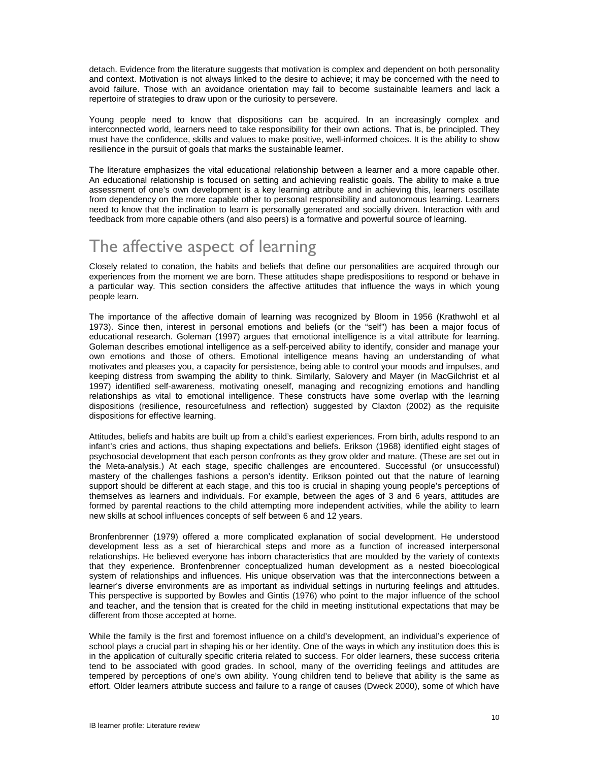detach. Evidence from the literature suggests that motivation is complex and dependent on both personality and context. Motivation is not always linked to the desire to achieve; it may be concerned with the need to avoid failure. Those with an avoidance orientation may fail to become sustainable learners and lack a repertoire of strategies to draw upon or the curiosity to persevere.

Young people need to know that dispositions can be acquired. In an increasingly complex and interconnected world, learners need to take responsibility for their own actions. That is, be principled. They must have the confidence, skills and values to make positive, well-informed choices. It is the ability to show resilience in the pursuit of goals that marks the sustainable learner.

The literature emphasizes the vital educational relationship between a learner and a more capable other. An educational relationship is focused on setting and achieving realistic goals. The ability to make a true assessment of one's own development is a key learning attribute and in achieving this, learners oscillate from dependency on the more capable other to personal responsibility and autonomous learning. Learners need to know that the inclination to learn is personally generated and socially driven. Interaction with and feedback from more capable others (and also peers) is a formative and powerful source of learning.

## The affective aspect of learning

Closely related to conation, the habits and beliefs that define our personalities are acquired through our experiences from the moment we are born. These attitudes shape predispositions to respond or behave in a particular way. This section considers the affective attitudes that influence the ways in which young people learn.

The importance of the affective domain of learning was recognized by Bloom in 1956 (Krathwohl et al 1973). Since then, interest in personal emotions and beliefs (or the "self") has been a major focus of educational research. Goleman (1997) argues that emotional intelligence is a vital attribute for learning. Goleman describes emotional intelligence as a self-perceived ability to identify, consider and manage your own emotions and those of others. Emotional intelligence means having an understanding of what motivates and pleases you, a capacity for persistence, being able to control your moods and impulses, and keeping distress from swamping the ability to think. Similarly, Salovery and Mayer (in MacGilchrist et al 1997) identified self-awareness, motivating oneself, managing and recognizing emotions and handling relationships as vital to emotional intelligence. These constructs have some overlap with the learning dispositions (resilience, resourcefulness and reflection) suggested by Claxton (2002) as the requisite dispositions for effective learning.

Attitudes, beliefs and habits are built up from a child's earliest experiences. From birth, adults respond to an infant's cries and actions, thus shaping expectations and beliefs. Erikson (1968) identified eight stages of psychosocial development that each person confronts as they grow older and mature. (These are set out in the Meta-analysis.) At each stage, specific challenges are encountered. Successful (or unsuccessful) mastery of the challenges fashions a person's identity. Erikson pointed out that the nature of learning support should be different at each stage, and this too is crucial in shaping young people's perceptions of themselves as learners and individuals. For example, between the ages of 3 and 6 years, attitudes are formed by parental reactions to the child attempting more independent activities, while the ability to learn new skills at school influences concepts of self between 6 and 12 years.

Bronfenbrenner (1979) offered a more complicated explanation of social development. He understood development less as a set of hierarchical steps and more as a function of increased interpersonal relationships. He believed everyone has inborn characteristics that are moulded by the variety of contexts that they experience. Bronfenbrenner conceptualized human development as a nested bioecological system of relationships and influences. His unique observation was that the interconnections between a learner's diverse environments are as important as individual settings in nurturing feelings and attitudes. This perspective is supported by Bowles and Gintis (1976) who point to the major influence of the school and teacher, and the tension that is created for the child in meeting institutional expectations that may be different from those accepted at home.

While the family is the first and foremost influence on a child's development, an individual's experience of school plays a crucial part in shaping his or her identity. One of the ways in which any institution does this is in the application of culturally specific criteria related to success. For older learners, these success criteria tend to be associated with good grades. In school, many of the overriding feelings and attitudes are tempered by perceptions of one's own ability. Young children tend to believe that ability is the same as effort. Older learners attribute success and failure to a range of causes (Dweck 2000), some of which have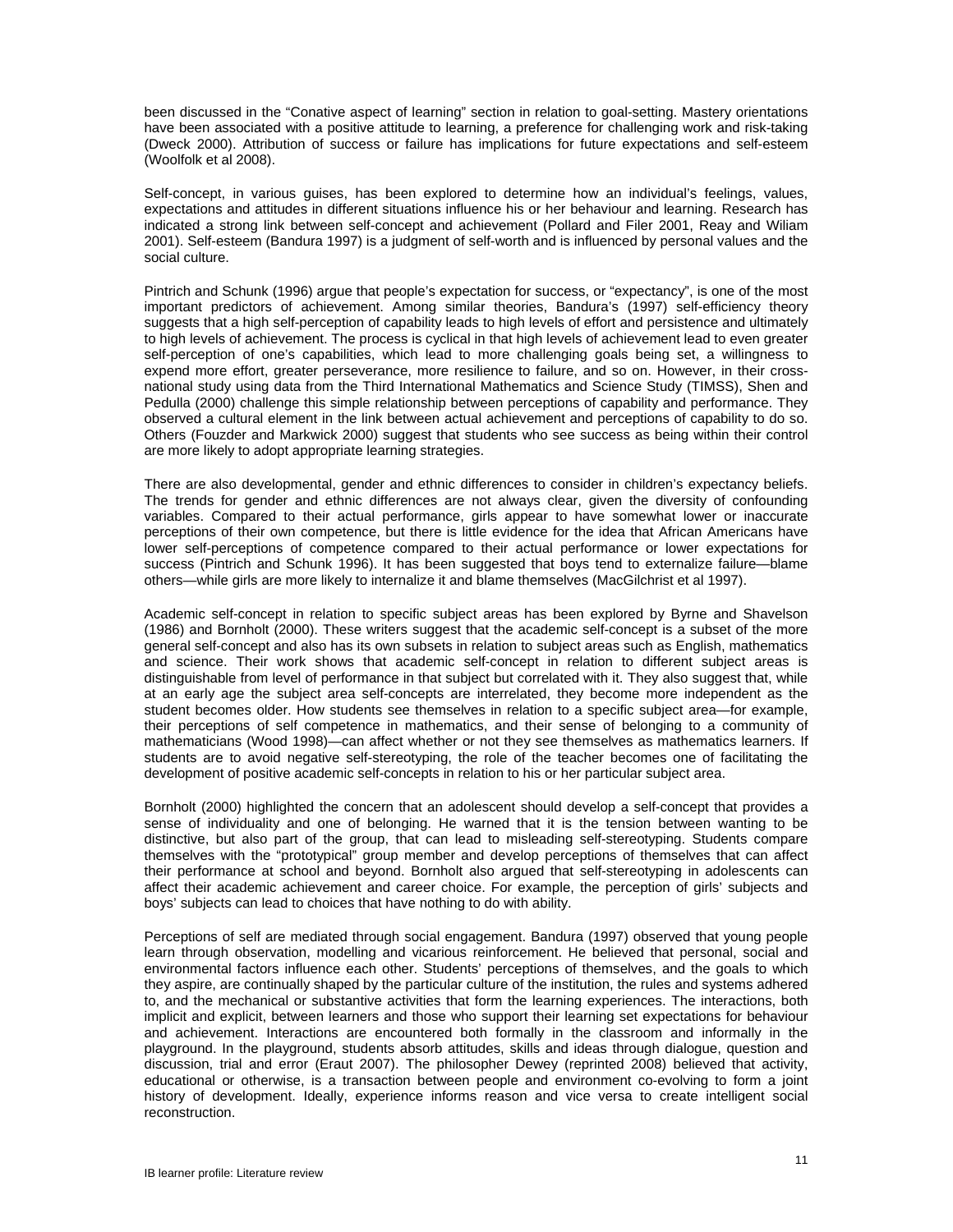been discussed in the "Conative aspect of learning" section in relation to goal-setting. Mastery orientations have been associated with a positive attitude to learning, a preference for challenging work and risk-taking (Dweck 2000). Attribution of success or failure has implications for future expectations and self-esteem (Woolfolk et al 2008).

Self-concept, in various guises, has been explored to determine how an individual's feelings, values, expectations and attitudes in different situations influence his or her behaviour and learning. Research has indicated a strong link between self-concept and achievement (Pollard and Filer 2001, Reay and Wiliam 2001). Self-esteem (Bandura 1997) is a judgment of self-worth and is influenced by personal values and the social culture.

Pintrich and Schunk (1996) argue that people's expectation for success, or "expectancy", is one of the most important predictors of achievement. Among similar theories, Bandura's (1997) self-efficiency theory suggests that a high self-perception of capability leads to high levels of effort and persistence and ultimately to high levels of achievement. The process is cyclical in that high levels of achievement lead to even greater self-perception of one's capabilities, which lead to more challenging goals being set, a willingness to expend more effort, greater perseverance, more resilience to failure, and so on. However, in their cross-national study using data from the Third International Mathematics and Science Study (TIMSS), Shen and Pedulla (2000) challenge this simple relationship between perceptions of capability and performance. They observed a cultural element in the link between actual achievement and perceptions of capability to do so. Others (Fouzder and Markwick 2000) suggest that students who see success as being within their control are more likely to adopt appropriate learning strategies.

There are also developmental, gender and ethnic differences to consider in children's expectancy beliefs. The trends for gender and ethnic differences are not always clear, given the diversity of confounding variables. Compared to their actual performance, girls appear to have somewhat lower or inaccurate perceptions of their own competence, but there is little evidence for the idea that African Americans have lower self-perceptions of competence compared to their actual performance or lower expectations for success (Pintrich and Schunk 1996). It has been suggested that boys tend to externalize failure—blame others—while girls are more likely to internalize it and blame themselves (MacGilchrist et al 1997).

Academic self-concept in relation to specific subject areas has been explored by Byrne and Shavelson (1986) and Bornholt (2000). These writers suggest that the academic self-concept is a subset of the more general self-concept and also has its own subsets in relation to subject areas such as English, mathematics and science. Their work shows that academic self-concept in relation to different subject areas is distinguishable from level of performance in that subject but correlated with it. They also suggest that, while at an early age the subject area self-concepts are interrelated, they become more independent as the student becomes older. How students see themselves in relation to a specific subject area—for example, their perceptions of self competence in mathematics, and their sense of belonging to a community of mathematicians (Wood 1998)—can affect whether or not they see themselves as mathematics learners. If students are to avoid negative self-stereotyping, the role of the teacher becomes one of facilitating the development of positive academic self-concepts in relation to his or her particular subject area.

Bornholt (2000) highlighted the concern that an adolescent should develop a self-concept that provides a sense of individuality and one of belonging. He warned that it is the tension between wanting to be distinctive, but also part of the group, that can lead to misleading self-stereotyping. Students compare themselves with the "prototypical" group member and develop perceptions of themselves that can affect their performance at school and beyond. Bornholt also argued that self-stereotyping in adolescents can affect their academic achievement and career choice. For example, the perception of girls' subjects and boys' subjects can lead to choices that have nothing to do with ability.

Perceptions of self are mediated through social engagement. Bandura (1997) observed that young people learn through observation, modelling and vicarious reinforcement. He believed that personal, social and environmental factors influence each other. Students' perceptions of themselves, and the goals to which they aspire, are continually shaped by the particular culture of the institution, the rules and systems adhered to, and the mechanical or substantive activities that form the learning experiences. The interactions, both implicit and explicit, between learners and those who support their learning set expectations for behaviour and achievement. Interactions are encountered both formally in the classroom and informally in the playground. In the playground, students absorb attitudes, skills and ideas through dialogue, question and discussion, trial and error (Eraut 2007). The philosopher Dewey (reprinted 2008) believed that activity, educational or otherwise, is a transaction between people and environment co-evolving to form a joint history of development. Ideally, experience informs reason and vice versa to create intelligent social reconstruction.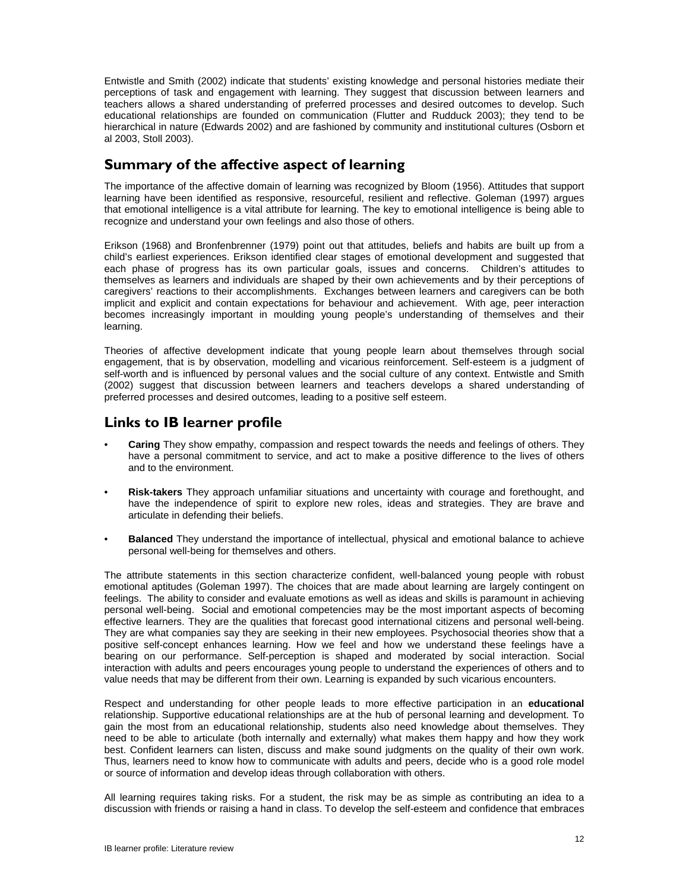Entwistle and Smith (2002) indicate that students' existing knowledge and personal histories mediate their perceptions of task and engagement with learning. They suggest that discussion between learners and teachers allows a shared understanding of preferred processes and desired outcomes to develop. Such educational relationships are founded on communication (Flutter and Rudduck 2003); they tend to be hierarchical in nature (Edwards 2002) and are fashioned by community and institutional cultures (Osborn et al 2003, Stoll 2003).

## Summary of the affective aspect of learning

The importance of the affective domain of learning was recognized by Bloom (1956). Attitudes that support learning have been identified as responsive, resourceful, resilient and reflective. Goleman (1997) argues that emotional intelligence is a vital attribute for learning. The key to emotional intelligence is being able to recognize and understand your own feelings and also those of others.

Erikson (1968) and Bronfenbrenner (1979) point out that attitudes, beliefs and habits are built up from a child's earliest experiences. Erikson identified clear stages of emotional development and suggested that each phase of progress has its own particular goals, issues and concerns. Children's attitudes to themselves as learners and individuals are shaped by their own achievements and by their perceptions of caregivers' reactions to their accomplishments. Exchanges between learners and caregivers can be both implicit and explicit and contain expectations for behaviour and achievement. With age, peer interaction becomes increasingly important in moulding young people's understanding of themselves and their learning.

Theories of affective development indicate that young people learn about themselves through social engagement, that is by observation, modelling and vicarious reinforcement. Self-esteem is a judgment of self-worth and is influenced by personal values and the social culture of any context. Entwistle and Smith (2002) suggest that discussion between learners and teachers develops a shared understanding of preferred processes and desired outcomes, leading to a positive self esteem.

## Links to IB learner profile

- **Caring** They show empathy, compassion and respect towards the needs and feelings of others. They have a personal commitment to service, and act to make a positive difference to the lives of others and to the environment.
- **Risk-takers** They approach unfamiliar situations and uncertainty with courage and forethought, and have the independence of spirit to explore new roles, ideas and strategies. They are brave and articulate in defending their beliefs.
- **Balanced** They understand the importance of intellectual, physical and emotional balance to achieve personal well-being for themselves and others.

The attribute statements in this section characterize confident, well-balanced young people with robust emotional aptitudes (Goleman 1997). The choices that are made about learning are largely contingent on feelings. The ability to consider and evaluate emotions as well as ideas and skills is paramount in achieving personal well-being. Social and emotional competencies may be the most important aspects of becoming effective learners. They are the qualities that forecast good international citizens and personal well-being. They are what companies say they are seeking in their new employees. Psychosocial theories show that a positive self-concept enhances learning. How we feel and how we understand these feelings have a bearing on our performance. Self-perception is shaped and moderated by social interaction. Social interaction with adults and peers encourages young people to understand the experiences of others and to value needs that may be different from their own. Learning is expanded by such vicarious encounters.

Respect and understanding for other people leads to more effective participation in an **educational** relationship. Supportive educational relationships are at the hub of personal learning and development. To gain the most from an educational relationship, students also need knowledge about themselves. They need to be able to articulate (both internally and externally) what makes them happy and how they work best. Confident learners can listen, discuss and make sound judgments on the quality of their own work. Thus, learners need to know how to communicate with adults and peers, decide who is a good role model or source of information and develop ideas through collaboration with others.

All learning requires taking risks. For a student, the risk may be as simple as contributing an idea to a discussion with friends or raising a hand in class. To develop the self-esteem and confidence that embraces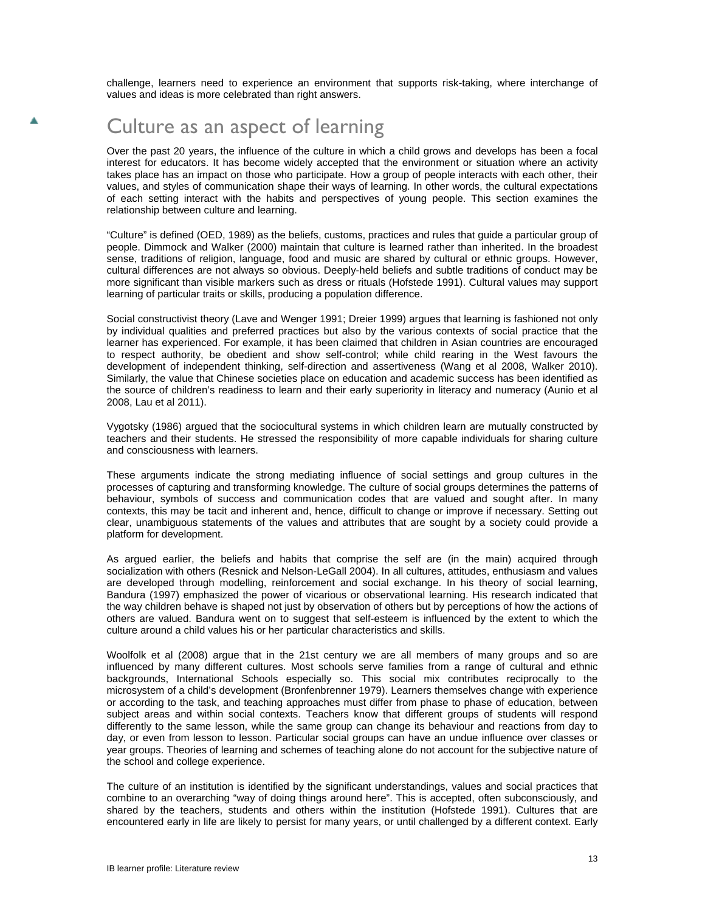challenge, learners need to experience an environment that supports risk-taking, where interchange of values and ideas is more celebrated than right answers.

## Culture as an aspect of learning

Over the past 20 years, the influence of the culture in which a child grows and develops has been a focal interest for educators. It has become widely accepted that the environment or situation where an activity takes place has an impact on those who participate. How a group of people interacts with each other, their values, and styles of communication shape their ways of learning. In other words, the cultural expectations of each setting interact with the habits and perspectives of young people. This section examines the relationship between culture and learning.

"Culture" is defined (OED, 1989) as the beliefs, customs, practices and rules that guide a particular group of people. Dimmock and Walker (2000) maintain that culture is learned rather than inherited. In the broadest sense, traditions of religion, language, food and music are shared by cultural or ethnic groups. However, cultural differences are not always so obvious. Deeply-held beliefs and subtle traditions of conduct may be more significant than visible markers such as dress or rituals (Hofstede 1991). Cultural values may support learning of particular traits or skills, producing a population difference.

Social constructivist theory (Lave and Wenger 1991; Dreier 1999) argues that learning is fashioned not only by individual qualities and preferred practices but also by the various contexts of social practice that the learner has experienced. For example, it has been claimed that children in Asian countries are encouraged to respect authority, be obedient and show self-control; while child rearing in the West favours the development of independent thinking, self-direction and assertiveness (Wang et al 2008, Walker 2010). Similarly, the value that Chinese societies place on education and academic success has been identified as the source of children's readiness to learn and their early superiority in literacy and numeracy (Aunio et al 2008, Lau et al 2011).

Vygotsky (1986) argued that the sociocultural systems in which children learn are mutually constructed by teachers and their students. He stressed the responsibility of more capable individuals for sharing culture and consciousness with learners.

These arguments indicate the strong mediating influence of social settings and group cultures in the processes of capturing and transforming knowledge. The culture of social groups determines the patterns of behaviour, symbols of success and communication codes that are valued and sought after. In many contexts, this may be tacit and inherent and, hence, difficult to change or improve if necessary. Setting out clear, unambiguous statements of the values and attributes that are sought by a society could provide a platform for development.

As argued earlier, the beliefs and habits that comprise the self are (in the main) acquired through socialization with others (Resnick and Nelson-LeGall 2004). In all cultures, attitudes, enthusiasm and values are developed through modelling, reinforcement and social exchange. In his theory of social learning, Bandura (1997) emphasized the power of vicarious or observational learning. His research indicated that the way children behave is shaped not just by observation of others but by perceptions of how the actions of others are valued. Bandura went on to suggest that self-esteem is influenced by the extent to which the culture around a child values his or her particular characteristics and skills.

Woolfolk et al (2008) argue that in the 21st century we are all members of many groups and so are influenced by many different cultures. Most schools serve families from a range of cultural and ethnic backgrounds, International Schools especially so. This social mix contributes reciprocally to the microsystem of a child's development (Bronfenbrenner 1979). Learners themselves change with experience or according to the task, and teaching approaches must differ from phase to phase of education, between subject areas and within social contexts. Teachers know that different groups of students will respond differently to the same lesson, while the same group can change its behaviour and reactions from day to day, or even from lesson to lesson. Particular social groups can have an undue influence over classes or year groups. Theories of learning and schemes of teaching alone do not account for the subjective nature of the school and college experience.

The culture of an institution is identified by the significant understandings, values and social practices that combine to an overarching "way of doing things around here". This is accepted, often subconsciously, and shared by the teachers, students and others within the institution (Hofstede 1991). Cultures that are encountered early in life are likely to persist for many years, or until challenged by a different context. Early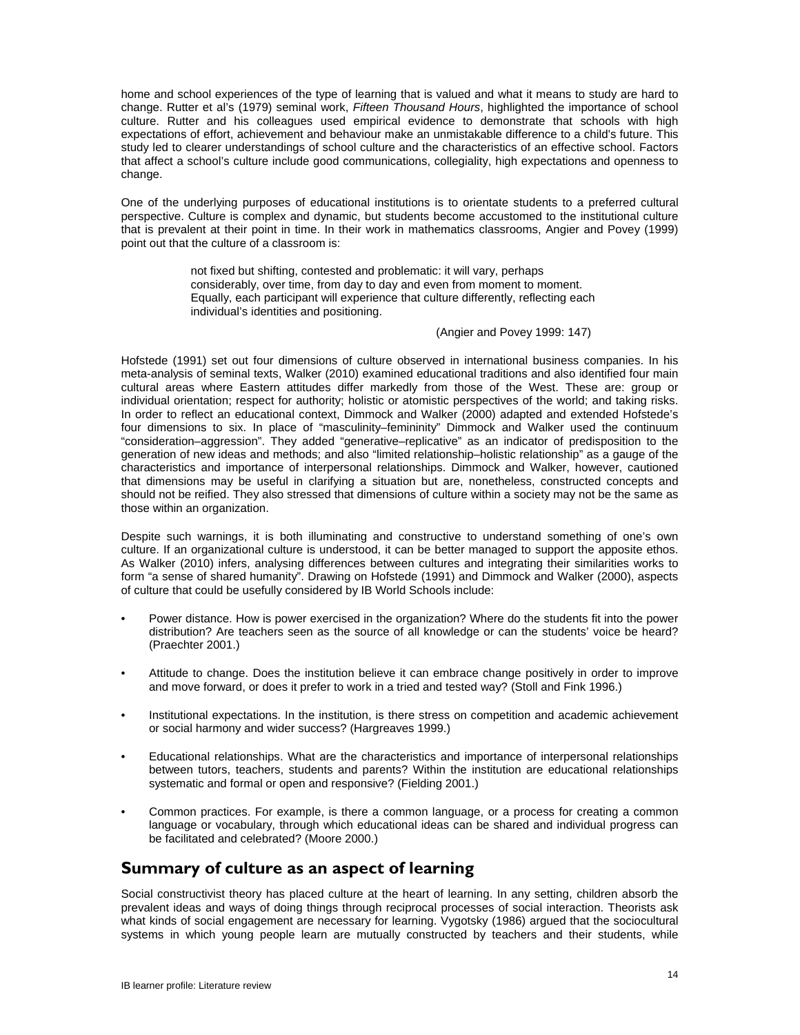home and school experiences of the type of learning that is valued and what it means to study are hard to change. Rutter et al's (1979) seminal work, *Fifteen Thousand Hours*, highlighted the importance of school culture. Rutter and his colleagues used empirical evidence to demonstrate that schools with high expectations of effort, achievement and behaviour make an unmistakable difference to a child's future. This study led to clearer understandings of school culture and the characteristics of an effective school. Factors that affect a school's culture include good communications, collegiality, high expectations and openness to change.

One of the underlying purposes of educational institutions is to orientate students to a preferred cultural perspective. Culture is complex and dynamic, but students become accustomed to the institutional culture that is prevalent at their point in time. In their work in mathematics classrooms, Angier and Povey (1999) point out that the culture of a classroom is:

> not fixed but shifting, contested and problematic: it will vary, perhaps considerably, over time, from day to day and even from moment to moment. Equally, each participant will experience that culture differently, reflecting each individual's identities and positioning.
>
> (Angier and Povey 1999: 147)

Hofstede (1991) set out four dimensions of culture observed in international business companies. In his meta-analysis of seminal texts, Walker (2010) examined educational traditions and also identified four main cultural areas where Eastern attitudes differ markedly from those of the West. These are: group or individual orientation; respect for authority; holistic or atomistic perspectives of the world; and taking risks. In order to reflect an educational context, Dimmock and Walker (2000) adapted and extended Hofstede's four dimensions to six. In place of "masculinity–femininity" Dimmock and Walker used the continuum "consideration–aggression". They added "generative–replicative" as an indicator of predisposition to the generation of new ideas and methods; and also "limited relationship–holistic relationship" as a gauge of the characteristics and importance of interpersonal relationships. Dimmock and Walker, however, cautioned that dimensions may be useful in clarifying a situation but are, nonetheless, constructed concepts and should not be reified. They also stressed that dimensions of culture within a society may not be the same as those within an organization.

Despite such warnings, it is both illuminating and constructive to understand something of one's own culture. If an organizational culture is understood, it can be better managed to support the apposite ethos. As Walker (2010) infers, analysing differences between cultures and integrating their similarities works to form "a sense of shared humanity". Drawing on Hofstede (1991) and Dimmock and Walker (2000), aspects of culture that could be usefully considered by IB World Schools include:

- Power distance. How is power exercised in the organization? Where do the students fit into the power distribution? Are teachers seen as the source of all knowledge or can the students' voice be heard? (Praechter 2001.)
- Attitude to change. Does the institution believe it can embrace change positively in order to improve and move forward, or does it prefer to work in a tried and tested way? (Stoll and Fink 1996.)
- Institutional expectations. In the institution, is there stress on competition and academic achievement or social harmony and wider success? (Hargreaves 1999.)
- Educational relationships. What are the characteristics and importance of interpersonal relationships between tutors, teachers, students and parents? Within the institution are educational relationships systematic and formal or open and responsive? (Fielding 2001.)
- Common practices. For example, is there a common language, or a process for creating a common language or vocabulary, through which educational ideas can be shared and individual progress can be facilitated and celebrated? (Moore 2000.)

## Summary of culture as an aspect of learning

Social constructivist theory has placed culture at the heart of learning. In any setting, children absorb the prevalent ideas and ways of doing things through reciprocal processes of social interaction. Theorists ask what kinds of social engagement are necessary for learning. Vygotsky (1986) argued that the sociocultural systems in which young people learn are mutually constructed by teachers and their students, while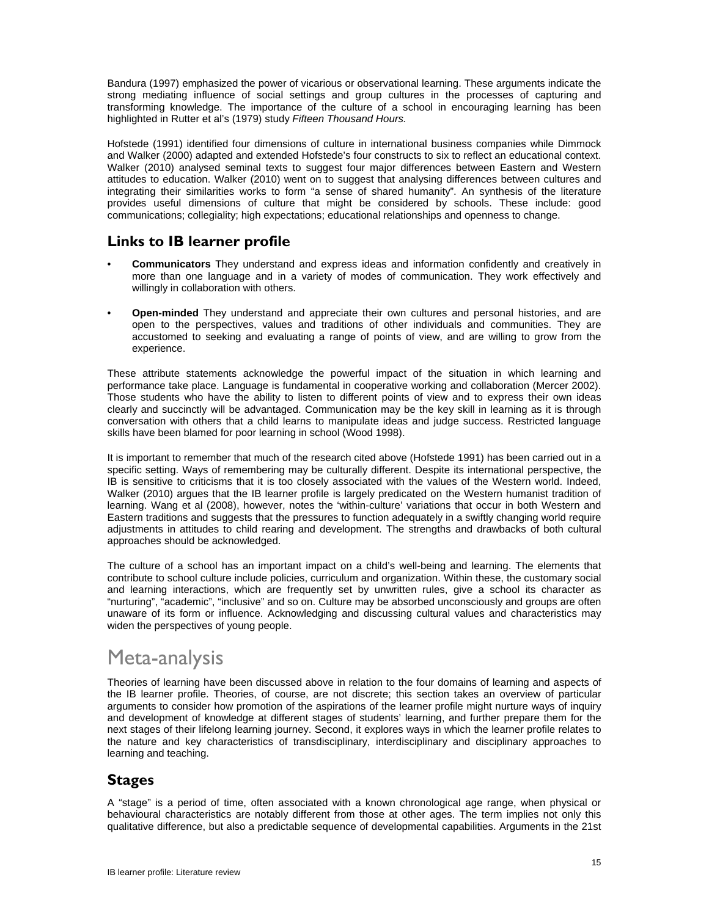Bandura (1997) emphasized the power of vicarious or observational learning. These arguments indicate the strong mediating influence of social settings and group cultures in the processes of capturing and transforming knowledge. The importance of the culture of a school in encouraging learning has been highlighted in Rutter et al's (1979) study *Fifteen Thousand Hours.*

Hofstede (1991) identified four dimensions of culture in international business companies while Dimmock and Walker (2000) adapted and extended Hofstede's four constructs to six to reflect an educational context. Walker (2010) analysed seminal texts to suggest four major differences between Eastern and Western attitudes to education. Walker (2010) went on to suggest that analysing differences between cultures and integrating their similarities works to form "a sense of shared humanity". An synthesis of the literature provides useful dimensions of culture that might be considered by schools. These include: good communications; collegiality; high expectations; educational relationships and openness to change.

## Links to IB learner profile

- **Communicators** They understand and express ideas and information confidently and creatively in more than one language and in a variety of modes of communication. They work effectively and willingly in collaboration with others.
- **Open-minded** They understand and appreciate their own cultures and personal histories, and are open to the perspectives, values and traditions of other individuals and communities. They are accustomed to seeking and evaluating a range of points of view, and are willing to grow from the experience.

These attribute statements acknowledge the powerful impact of the situation in which learning and performance take place. Language is fundamental in cooperative working and collaboration (Mercer 2002). Those students who have the ability to listen to different points of view and to express their own ideas clearly and succinctly will be advantaged. Communication may be the key skill in learning as it is through conversation with others that a child learns to manipulate ideas and judge success. Restricted language skills have been blamed for poor learning in school (Wood 1998).

It is important to remember that much of the research cited above (Hofstede 1991) has been carried out in a specific setting. Ways of remembering may be culturally different. Despite its international perspective, the IB is sensitive to criticisms that it is too closely associated with the values of the Western world. Indeed, Walker (2010) argues that the IB learner profile is largely predicated on the Western humanist tradition of learning. Wang et al (2008), however, notes the 'within-culture' variations that occur in both Western and Eastern traditions and suggests that the pressures to function adequately in a swiftly changing world require adjustments in attitudes to child rearing and development. The strengths and drawbacks of both cultural approaches should be acknowledged.

The culture of a school has an important impact on a child's well-being and learning. The elements that contribute to school culture include policies, curriculum and organization. Within these, the customary social and learning interactions, which are frequently set by unwritten rules, give a school its character as "nurturing", "academic", "inclusive" and so on. Culture may be absorbed unconsciously and groups are often unaware of its form or influence. Acknowledging and discussing cultural values and characteristics may widen the perspectives of young people.

# Meta-analysis

Theories of learning have been discussed above in relation to the four domains of learning and aspects of the IB learner profile. Theories, of course, are not discrete; this section takes an overview of particular arguments to consider how promotion of the aspirations of the learner profile might nurture ways of inquiry and development of knowledge at different stages of students' learning, and further prepare them for the next stages of their lifelong learning journey. Second, it explores ways in which the learner profile relates to the nature and key characteristics of transdisciplinary, interdisciplinary and disciplinary approaches to learning and teaching.

## Stages

A "stage" is a period of time, often associated with a known chronological age range, when physical or behavioural characteristics are notably different from those at other ages. The term implies not only this qualitative difference, but also a predictable sequence of developmental capabilities. Arguments in the 21st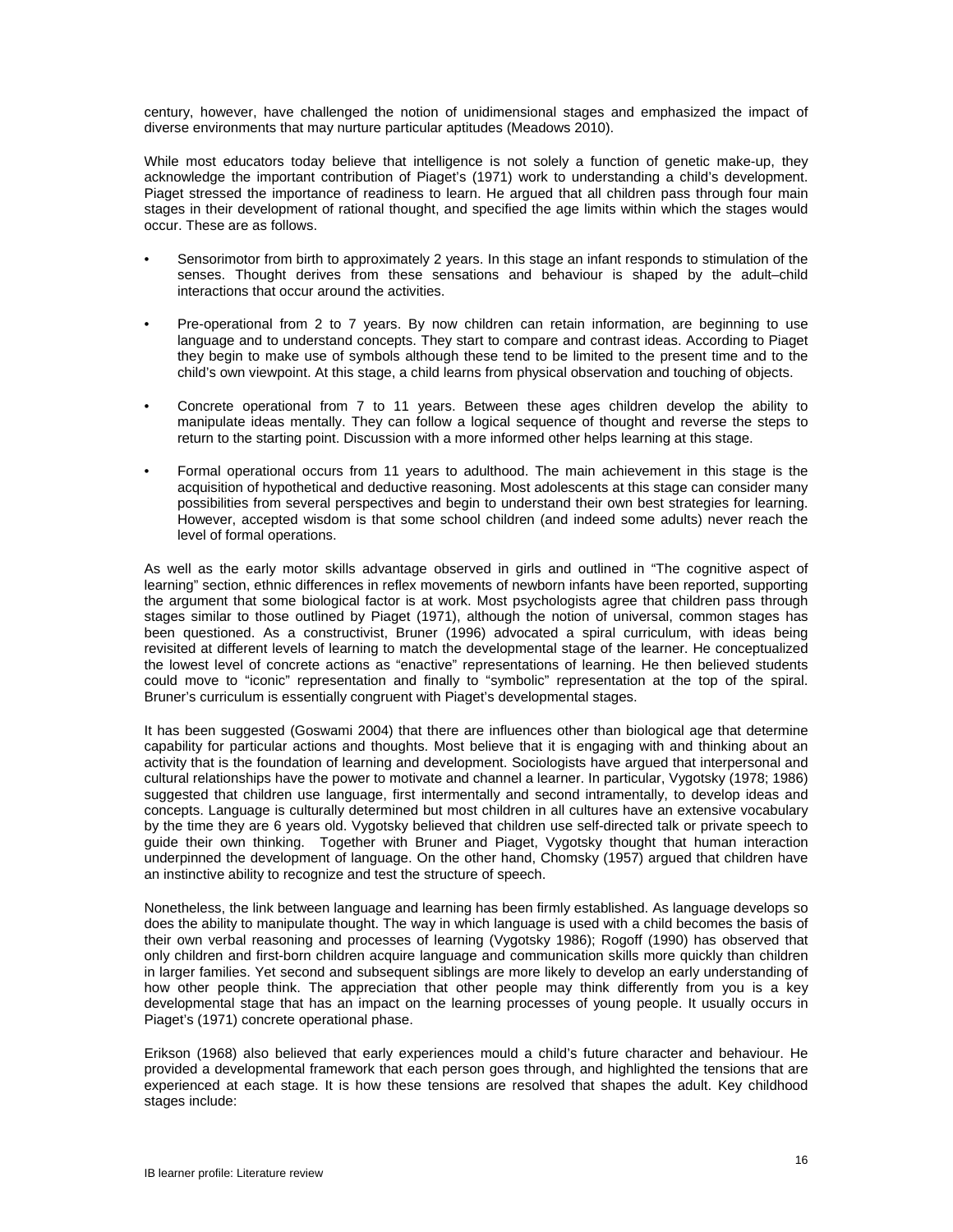century, however, have challenged the notion of unidimensional stages and emphasized the impact of diverse environments that may nurture particular aptitudes (Meadows 2010).

While most educators today believe that intelligence is not solely a function of genetic make-up, they acknowledge the important contribution of Piaget's (1971) work to understanding a child's development. Piaget stressed the importance of readiness to learn. He argued that all children pass through four main stages in their development of rational thought, and specified the age limits within which the stages would occur. These are as follows.

- Sensorimotor from birth to approximately 2 years. In this stage an infant responds to stimulation of the senses. Thought derives from these sensations and behaviour is shaped by the adult–child interactions that occur around the activities.
- Pre-operational from 2 to 7 years. By now children can retain information, are beginning to use language and to understand concepts. They start to compare and contrast ideas. According to Piaget they begin to make use of symbols although these tend to be limited to the present time and to the child's own viewpoint. At this stage, a child learns from physical observation and touching of objects.
- Concrete operational from 7 to 11 years. Between these ages children develop the ability to manipulate ideas mentally. They can follow a logical sequence of thought and reverse the steps to return to the starting point. Discussion with a more informed other helps learning at this stage.
- Formal operational occurs from 11 years to adulthood. The main achievement in this stage is the acquisition of hypothetical and deductive reasoning. Most adolescents at this stage can consider many possibilities from several perspectives and begin to understand their own best strategies for learning. However, accepted wisdom is that some school children (and indeed some adults) never reach the level of formal operations.

As well as the early motor skills advantage observed in girls and outlined in "The cognitive aspect of learning" section, ethnic differences in reflex movements of newborn infants have been reported, supporting the argument that some biological factor is at work. Most psychologists agree that children pass through stages similar to those outlined by Piaget (1971), although the notion of universal, common stages has been questioned. As a constructivist, Bruner (1996) advocated a spiral curriculum, with ideas being revisited at different levels of learning to match the developmental stage of the learner. He conceptualized the lowest level of concrete actions as "enactive" representations of learning. He then believed students could move to "iconic" representation and finally to "symbolic" representation at the top of the spiral. Bruner's curriculum is essentially congruent with Piaget's developmental stages.

It has been suggested (Goswami 2004) that there are influences other than biological age that determine capability for particular actions and thoughts. Most believe that it is engaging with and thinking about an activity that is the foundation of learning and development. Sociologists have argued that interpersonal and cultural relationships have the power to motivate and channel a learner. In particular, Vygotsky (1978; 1986) suggested that children use language, first intermentally and second intramentally, to develop ideas and concepts. Language is culturally determined but most children in all cultures have an extensive vocabulary by the time they are 6 years old. Vygotsky believed that children use self-directed talk or private speech to guide their own thinking. Together with Bruner and Piaget, Vygotsky thought that human interaction underpinned the development of language. On the other hand, Chomsky (1957) argued that children have an instinctive ability to recognize and test the structure of speech.

Nonetheless, the link between language and learning has been firmly established. As language develops so does the ability to manipulate thought. The way in which language is used with a child becomes the basis of their own verbal reasoning and processes of learning (Vygotsky 1986); Rogoff (1990) has observed that only children and first-born children acquire language and communication skills more quickly than children in larger families. Yet second and subsequent siblings are more likely to develop an early understanding of how other people think. The appreciation that other people may think differently from you is a key developmental stage that has an impact on the learning processes of young people. It usually occurs in Piaget's (1971) concrete operational phase.

Erikson (1968) also believed that early experiences mould a child's future character and behaviour. He provided a developmental framework that each person goes through, and highlighted the tensions that are experienced at each stage. It is how these tensions are resolved that shapes the adult. Key childhood stages include: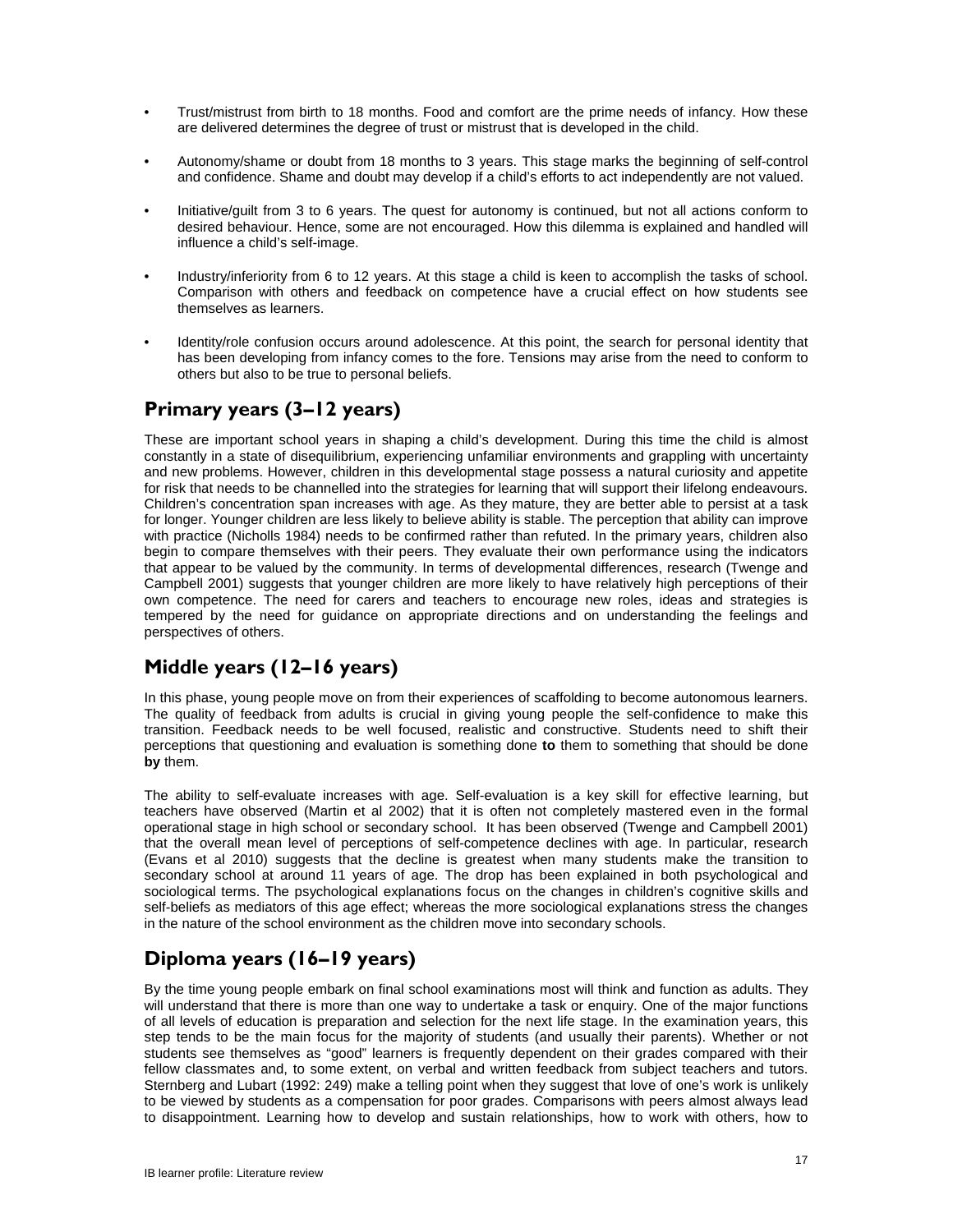- Trust/mistrust from birth to 18 months. Food and comfort are the prime needs of infancy. How these are delivered determines the degree of trust or mistrust that is developed in the child.

- Autonomy/shame or doubt from 18 months to 3 years. This stage marks the beginning of self-control and confidence. Shame and doubt may develop if a child's efforts to act independently are not valued.

- Initiative/guilt from 3 to 6 years. The quest for autonomy is continued, but not all actions conform to desired behaviour. Hence, some are not encouraged. How this dilemma is explained and handled will influence a child's self-image.

- Industry/inferiority from 6 to 12 years. At this stage a child is keen to accomplish the tasks of school. Comparison with others and feedback on competence have a crucial effect on how students see themselves as learners.

- Identity/role confusion occurs around adolescence. At this point, the search for personal identity that has been developing from infancy comes to the fore. Tensions may arise from the need to conform to others but also to be true to personal beliefs.

## Primary years (3–12 years)

These are important school years in shaping a child's development. During this time the child is almost constantly in a state of disequilibrium, experiencing unfamiliar environments and grappling with uncertainty and new problems. However, children in this developmental stage possess a natural curiosity and appetite for risk that needs to be channelled into the strategies for learning that will support their lifelong endeavours. Children's concentration span increases with age. As they mature, they are better able to persist at a task for longer. Younger children are less likely to believe ability is stable. The perception that ability can improve with practice (Nicholls 1984) needs to be confirmed rather than refuted. In the primary years, children also begin to compare themselves with their peers. They evaluate their own performance using the indicators that appear to be valued by the community. In terms of developmental differences, research (Twenge and Campbell 2001) suggests that younger children are more likely to have relatively high perceptions of their own competence. The need for carers and teachers to encourage new roles, ideas and strategies is tempered by the need for guidance on appropriate directions and on understanding the feelings and perspectives of others.

## Middle years (12–16 years)

In this phase, young people move on from their experiences of scaffolding to become autonomous learners. The quality of feedback from adults is crucial in giving young people the self-confidence to make this transition. Feedback needs to be well focused, realistic and constructive. Students need to shift their perceptions that questioning and evaluation is something done **to** them to something that should be done **by** them.

The ability to self-evaluate increases with age. Self-evaluation is a key skill for effective learning, but teachers have observed (Martin et al 2002) that it is often not completely mastered even in the formal operational stage in high school or secondary school. It has been observed (Twenge and Campbell 2001) that the overall mean level of perceptions of self-competence declines with age. In particular, research (Evans et al 2010) suggests that the decline is greatest when many students make the transition to secondary school at around 11 years of age. The drop has been explained in both psychological and sociological terms. The psychological explanations focus on the changes in children's cognitive skills and self-beliefs as mediators of this age effect; whereas the more sociological explanations stress the changes in the nature of the school environment as the children move into secondary schools.

## Diploma years (16–19 years)

By the time young people embark on final school examinations most will think and function as adults. They will understand that there is more than one way to undertake a task or enquiry. One of the major functions of all levels of education is preparation and selection for the next life stage. In the examination years, this step tends to be the main focus for the majority of students (and usually their parents). Whether or not students see themselves as "good" learners is frequently dependent on their grades compared with their fellow classmates and, to some extent, on verbal and written feedback from subject teachers and tutors. Sternberg and Lubart (1992: 249) make a telling point when they suggest that love of one's work is unlikely to be viewed by students as a compensation for poor grades. Comparisons with peers almost always lead to disappointment. Learning how to develop and sustain relationships, how to work with others, how to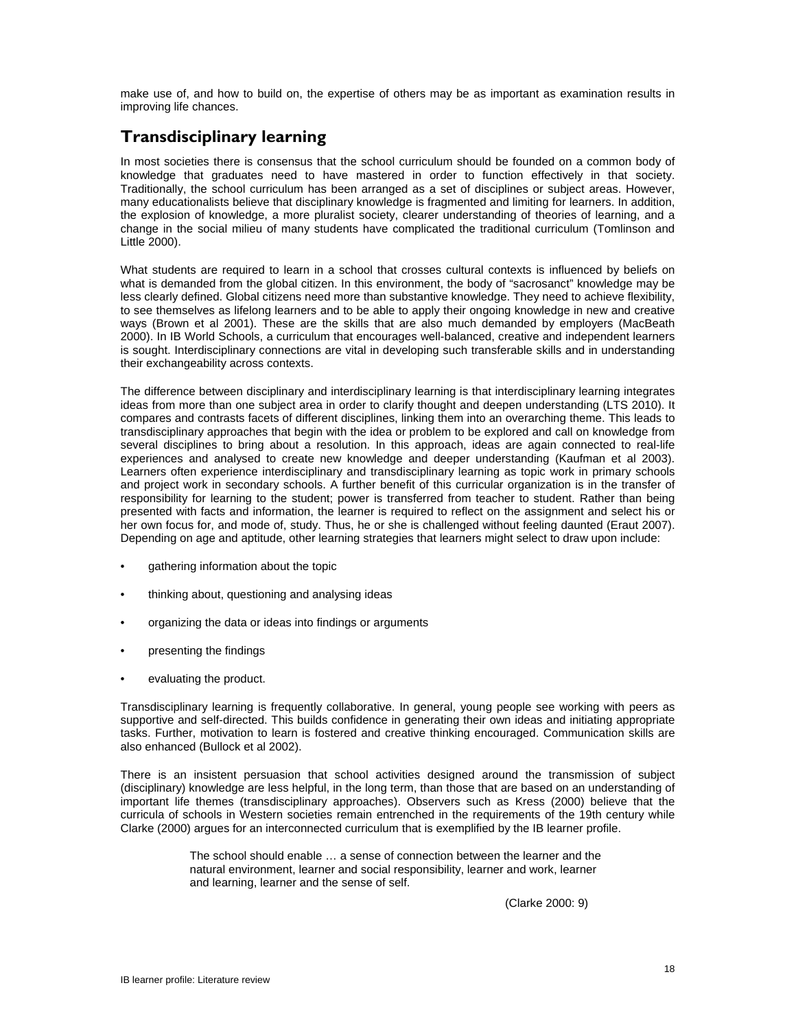make use of, and how to build on, the expertise of others may be as important as examination results in improving life chances.

## Transdisciplinary learning

In most societies there is consensus that the school curriculum should be founded on a common body of knowledge that graduates need to have mastered in order to function effectively in that society. Traditionally, the school curriculum has been arranged as a set of disciplines or subject areas. However, many educationalists believe that disciplinary knowledge is fragmented and limiting for learners. In addition, the explosion of knowledge, a more pluralist society, clearer understanding of theories of learning, and a change in the social milieu of many students have complicated the traditional curriculum (Tomlinson and Little 2000).

What students are required to learn in a school that crosses cultural contexts is influenced by beliefs on what is demanded from the global citizen. In this environment, the body of "sacrosanct" knowledge may be less clearly defined. Global citizens need more than substantive knowledge. They need to achieve flexibility, to see themselves as lifelong learners and to be able to apply their ongoing knowledge in new and creative ways (Brown et al 2001). These are the skills that are also much demanded by employers (MacBeath 2000). In IB World Schools, a curriculum that encourages well-balanced, creative and independent learners is sought. Interdisciplinary connections are vital in developing such transferable skills and in understanding their exchangeability across contexts.

The difference between disciplinary and interdisciplinary learning is that interdisciplinary learning integrates ideas from more than one subject area in order to clarify thought and deepen understanding (LTS 2010). It compares and contrasts facets of different disciplines, linking them into an overarching theme. This leads to transdisciplinary approaches that begin with the idea or problem to be explored and call on knowledge from several disciplines to bring about a resolution. In this approach, ideas are again connected to real-life experiences and analysed to create new knowledge and deeper understanding (Kaufman et al 2003). Learners often experience interdisciplinary and transdisciplinary learning as topic work in primary schools and project work in secondary schools. A further benefit of this curricular organization is in the transfer of responsibility for learning to the student; power is transferred from teacher to student. Rather than being presented with facts and information, the learner is required to reflect on the assignment and select his or her own focus for, and mode of, study. Thus, he or she is challenged without feeling daunted (Eraut 2007). Depending on age and aptitude, other learning strategies that learners might select to draw upon include:

- gathering information about the topic
- thinking about, questioning and analysing ideas
- organizing the data or ideas into findings or arguments
- presenting the findings
- evaluating the product.

Transdisciplinary learning is frequently collaborative. In general, young people see working with peers as supportive and self-directed. This builds confidence in generating their own ideas and initiating appropriate tasks. Further, motivation to learn is fostered and creative thinking encouraged. Communication skills are also enhanced (Bullock et al 2002).

There is an insistent persuasion that school activities designed around the transmission of subject (disciplinary) knowledge are less helpful, in the long term, than those that are based on an understanding of important life themes (transdisciplinary approaches). Observers such as Kress (2000) believe that the curricula of schools in Western societies remain entrenched in the requirements of the 19th century while Clarke (2000) argues for an interconnected curriculum that is exemplified by the IB learner profile.

> The school should enable … a sense of connection between the learner and the natural environment, learner and social responsibility, learner and work, learner and learning, learner and the sense of self.
>
> (Clarke 2000: 9)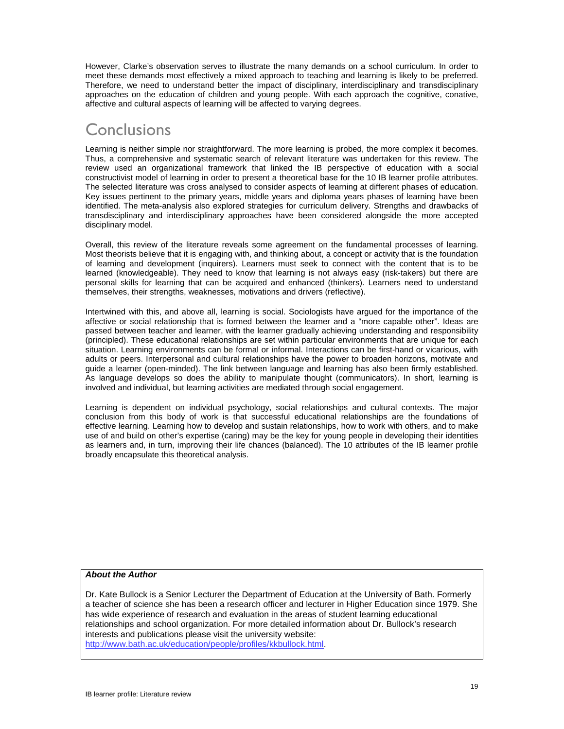However, Clarke's observation serves to illustrate the many demands on a school curriculum. In order to meet these demands most effectively a mixed approach to teaching and learning is likely to be preferred. Therefore, we need to understand better the impact of disciplinary, interdisciplinary and transdisciplinary approaches on the education of children and young people. With each approach the cognitive, conative, affective and cultural aspects of learning will be affected to varying degrees.

# Conclusions

Learning is neither simple nor straightforward. The more learning is probed, the more complex it becomes. Thus, a comprehensive and systematic search of relevant literature was undertaken for this review. The review used an organizational framework that linked the IB perspective of education with a social constructivist model of learning in order to present a theoretical base for the 10 IB learner profile attributes. The selected literature was cross analysed to consider aspects of learning at different phases of education. Key issues pertinent to the primary years, middle years and diploma years phases of learning have been identified. The meta-analysis also explored strategies for curriculum delivery. Strengths and drawbacks of transdisciplinary and interdisciplinary approaches have been considered alongside the more accepted disciplinary model.

Overall, this review of the literature reveals some agreement on the fundamental processes of learning. Most theorists believe that it is engaging with, and thinking about, a concept or activity that is the foundation of learning and development (inquirers). Learners must seek to connect with the content that is to be learned (knowledgeable). They need to know that learning is not always easy (risk-takers) but there are personal skills for learning that can be acquired and enhanced (thinkers). Learners need to understand themselves, their strengths, weaknesses, motivations and drivers (reflective).

Intertwined with this, and above all, learning is social. Sociologists have argued for the importance of the affective or social relationship that is formed between the learner and a "more capable other". Ideas are passed between teacher and learner, with the learner gradually achieving understanding and responsibility (principled). These educational relationships are set within particular environments that are unique for each situation. Learning environments can be formal or informal. Interactions can be first-hand or vicarious, with adults or peers. Interpersonal and cultural relationships have the power to broaden horizons, motivate and guide a learner (open-minded). The link between language and learning has also been firmly established. As language develops so does the ability to manipulate thought (communicators). In short, learning is involved and individual, but learning activities are mediated through social engagement.

Learning is dependent on individual psychology, social relationships and cultural contexts. The major conclusion from this body of work is that successful educational relationships are the foundations of effective learning. Learning how to develop and sustain relationships, how to work with others, and to make use of and build on other's expertise (caring) may be the key for young people in developing their identities as learners and, in turn, improving their life chances (balanced). The 10 attributes of the IB learner profile broadly encapsulate this theoretical analysis.

***About the Author***

Dr. Kate Bullock is a Senior Lecturer the Department of Education at the University of Bath. Formerly a teacher of science she has been a research officer and lecturer in Higher Education since 1979. She has wide experience of research and evaluation in the areas of student learning educational relationships and school organization. For more detailed information about Dr. Bullock's research interests and publications please visit the university website: http://www.bath.ac.uk/education/people/profiles/kkbullock.html.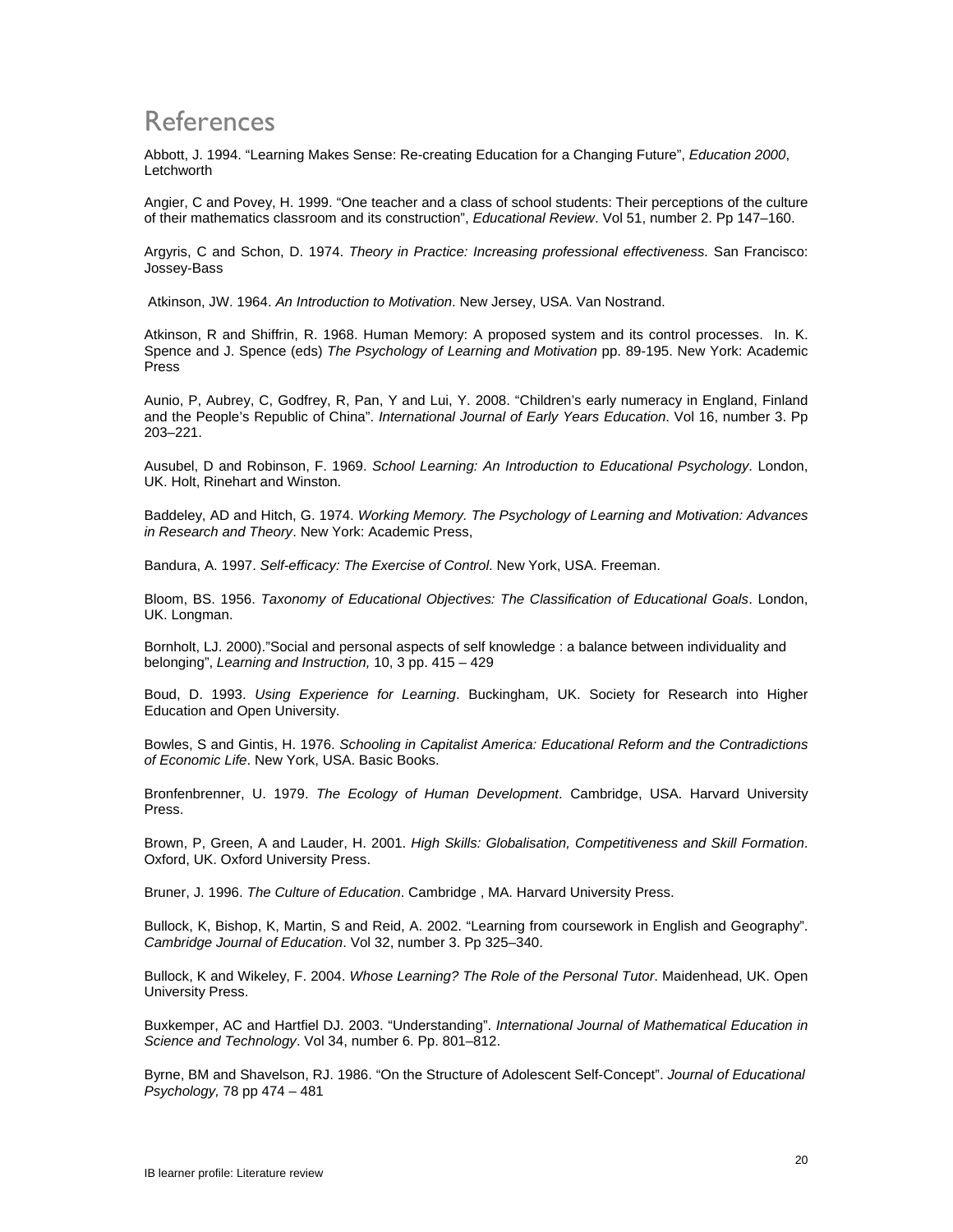# References

Abbott, J. 1994. “Learning Makes Sense: Re-creating Education for a Changing Future”, *Education 2000*, Letchworth

Angier, C and Povey, H. 1999. “One teacher and a class of school students: Their perceptions of the culture of their mathematics classroom and its construction”, *Educational Review*. Vol 51, number 2. Pp 147–160.

Argyris, C and Schon, D. 1974. *Theory in Practice: Increasing professional effectiveness.* San Francisco: Jossey-Bass

Atkinson, JW. 1964. *An Introduction to Motivation*. New Jersey, USA. Van Nostrand.

Atkinson, R and Shiffrin, R. 1968. Human Memory: A proposed system and its control processes. In. K. Spence and J. Spence (eds) *The Psychology of Learning and Motivation* pp. 89-195. New York: Academic Press

Aunio, P, Aubrey, C, Godfrey, R, Pan, Y and Lui, Y. 2008. “Children’s early numeracy in England, Finland and the People’s Republic of China”. *International Journal of Early Years Education*. Vol 16, number 3. Pp 203–221.

Ausubel, D and Robinson, F. 1969. *School Learning: An Introduction to Educational Psychology*. London, UK. Holt, Rinehart and Winston.

Baddeley, AD and Hitch, G. 1974. *Working Memory. The Psychology of Learning and Motivation: Advances in Research and Theory*. New York: Academic Press,

Bandura, A. 1997. *Self-efficacy: The Exercise of Control*. New York, USA. Freeman.

Bloom, BS. 1956. *Taxonomy of Educational Objectives: The Classification of Educational Goals*. London, UK. Longman.

Bornholt, LJ. 2000).”Social and personal aspects of self knowledge : a balance between individuality and belonging”, *Learning and Instruction,* 10, 3 pp. 415 – 429

Boud, D. 1993. *Using Experience for Learning*. Buckingham, UK. Society for Research into Higher Education and Open University.

Bowles, S and Gintis, H. 1976. *Schooling in Capitalist America: Educational Reform and the Contradictions of Economic Life*. New York, USA. Basic Books.

Bronfenbrenner, U. 1979. *The Ecology of Human Development*. Cambridge, USA. Harvard University Press.

Brown, P, Green, A and Lauder, H. 2001. *High Skills: Globalisation, Competitiveness and Skill Formation*. Oxford, UK. Oxford University Press.

Bruner, J. 1996. *The Culture of Education*. Cambridge , MA. Harvard University Press.

Bullock, K, Bishop, K, Martin, S and Reid, A. 2002. “Learning from coursework in English and Geography”. *Cambridge Journal of Education*. Vol 32, number 3. Pp 325–340.

Bullock, K and Wikeley, F. 2004. *Whose Learning? The Role of the Personal Tutor*. Maidenhead, UK. Open University Press.

Buxkemper, AC and Hartfiel DJ. 2003. “Understanding”. *International Journal of Mathematical Education in Science and Technology*. Vol 34, number 6. Pp. 801–812.

Byrne, BM and Shavelson, RJ. 1986. “On the Structure of Adolescent Self-Concept”. *Journal of Educational Psychology,* 78 pp 474 – 481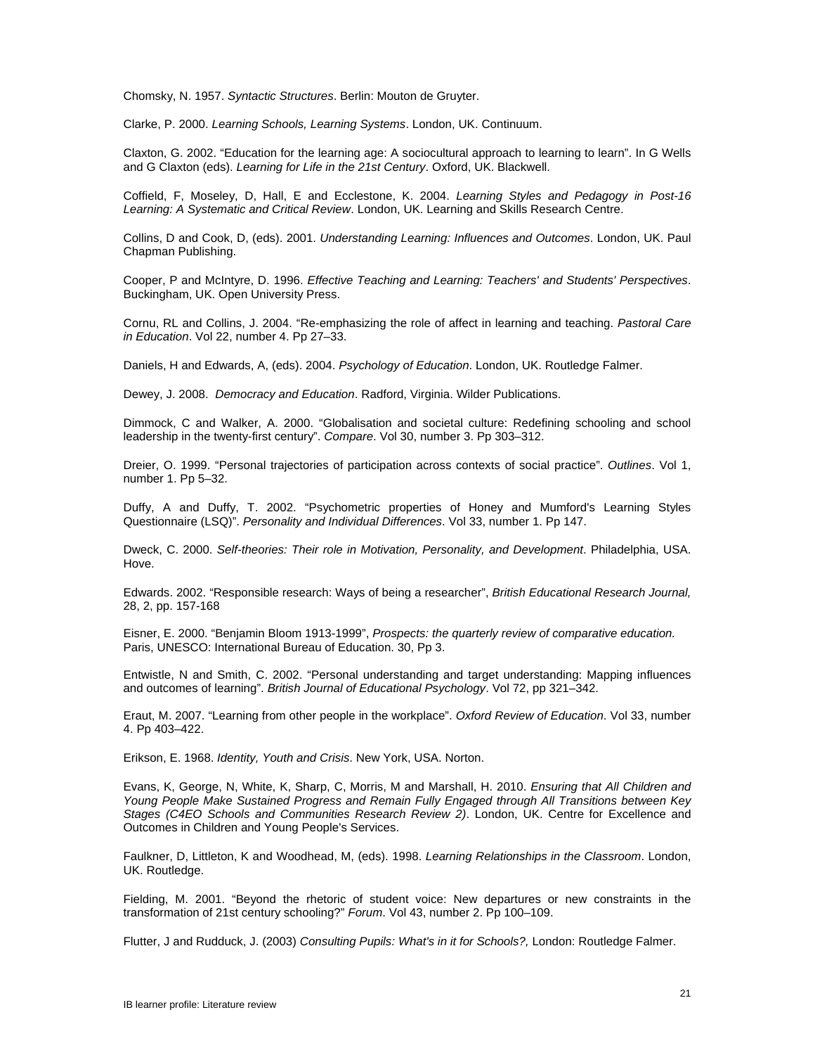Chomsky, N. 1957. *Syntactic Structures*. Berlin: Mouton de Gruyter.

Clarke, P. 2000. *Learning Schools, Learning Systems*. London, UK. Continuum.

Claxton, G. 2002. "Education for the learning age: A sociocultural approach to learning to learn". In G Wells and G Claxton (eds). *Learning for Life in the 21st Century*. Oxford, UK. Blackwell.

Coffield, F, Moseley, D, Hall, E and Ecclestone, K. 2004. *Learning Styles and Pedagogy in Post-16 Learning: A Systematic and Critical Review*. London, UK. Learning and Skills Research Centre.

Collins, D and Cook, D, (eds). 2001. *Understanding Learning: Influences and Outcomes*. London, UK. Paul Chapman Publishing.

Cooper, P and McIntyre, D. 1996. *Effective Teaching and Learning: Teachers' and Students' Perspectives*. Buckingham, UK. Open University Press.

Cornu, RL and Collins, J. 2004. "Re-emphasizing the role of affect in learning and teaching. *Pastoral Care in Education*. Vol 22, number 4. Pp 27–33.

Daniels, H and Edwards, A, (eds). 2004. *Psychology of Education*. London, UK. Routledge Falmer.

Dewey, J. 2008. *Democracy and Education*. Radford, Virginia. Wilder Publications.

Dimmock, C and Walker, A. 2000. "Globalisation and societal culture: Redefining schooling and school leadership in the twenty-first century". *Compare*. Vol 30, number 3. Pp 303–312.

Dreier, O. 1999. "Personal trajectories of participation across contexts of social practice". *Outlines*. Vol 1, number 1. Pp 5–32.

Duffy, A and Duffy, T. 2002. "Psychometric properties of Honey and Mumford's Learning Styles Questionnaire (LSQ)". *Personality and Individual Differences*. Vol 33, number 1. Pp 147.

Dweck, C. 2000. *Self-theories: Their role in Motivation, Personality, and Development*. Philadelphia, USA. Hove.

Edwards. 2002. "Responsible research: Ways of being a researcher", *British Educational Research Journal,* 28, 2, pp. 157-168

Eisner, E. 2000. "Benjamin Bloom 1913-1999", *Prospects: the quarterly review of comparative education.* Paris, UNESCO: International Bureau of Education. 30, Pp 3.

Entwistle, N and Smith, C. 2002. "Personal understanding and target understanding: Mapping influences and outcomes of learning". *British Journal of Educational Psychology*. Vol 72, pp 321–342.

Eraut, M. 2007. "Learning from other people in the workplace". *Oxford Review of Education*. Vol 33, number 4. Pp 403–422.

Erikson, E. 1968. *Identity, Youth and Crisis*. New York, USA. Norton.

Evans, K, George, N, White, K, Sharp, C, Morris, M and Marshall, H. 2010. *Ensuring that All Children and Young People Make Sustained Progress and Remain Fully Engaged through All Transitions between Key Stages (C4EO Schools and Communities Research Review 2)*. London, UK. Centre for Excellence and Outcomes in Children and Young People's Services.

Faulkner, D, Littleton, K and Woodhead, M, (eds). 1998. *Learning Relationships in the Classroom*. London, UK. Routledge.

Fielding, M. 2001. "Beyond the rhetoric of student voice: New departures or new constraints in the transformation of 21st century schooling?" *Forum*. Vol 43, number 2. Pp 100–109.

Flutter, J and Rudduck, J. (2003) *Consulting Pupils: What's in it for Schools?,* London: Routledge Falmer.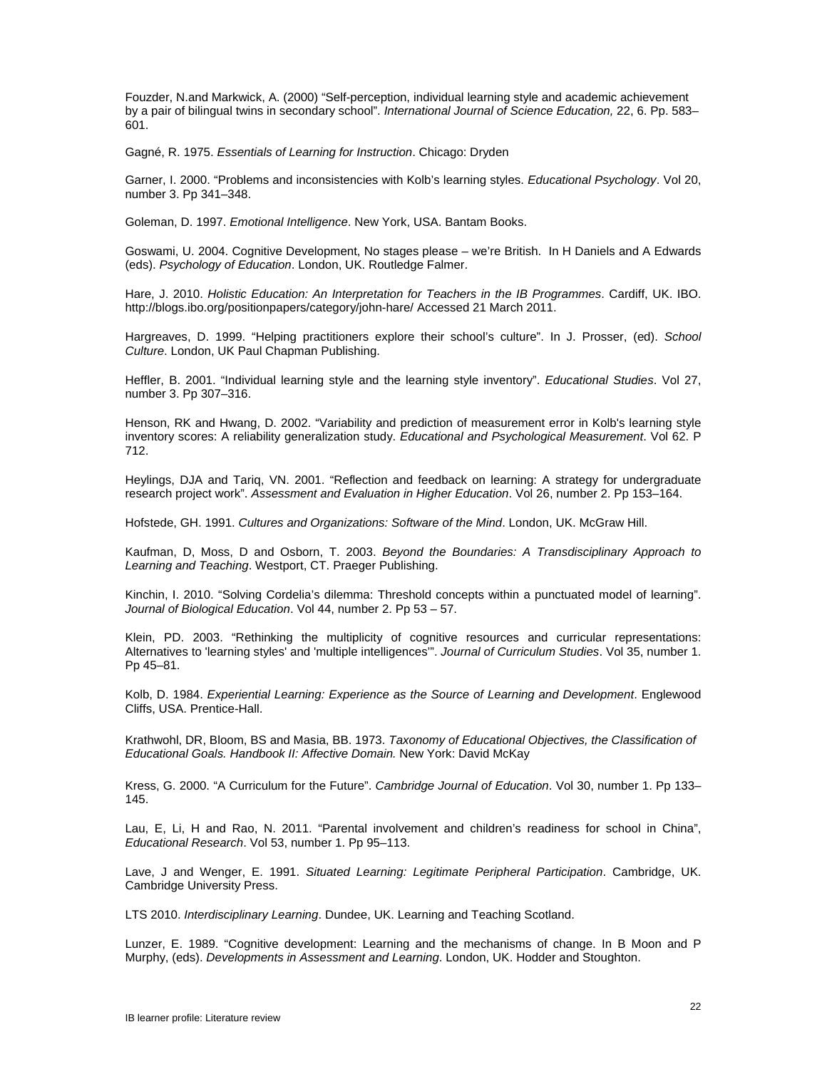Fouzder, N.and Markwick, A. (2000) "Self-perception, individual learning style and academic achievement by a pair of bilingual twins in secondary school". *International Journal of Science Education,* 22, 6. Pp. 583–601.

Gagné, R. 1975. *Essentials of Learning for Instruction*. Chicago: Dryden

Garner, I. 2000. "Problems and inconsistencies with Kolb's learning styles. *Educational Psychology*. Vol 20, number 3. Pp 341–348.

Goleman, D. 1997. *Emotional Intelligence*. New York, USA. Bantam Books.

Goswami, U. 2004. Cognitive Development, No stages please – we're British. In H Daniels and A Edwards (eds). *Psychology of Education*. London, UK. Routledge Falmer.

Hare, J. 2010. *Holistic Education: An Interpretation for Teachers in the IB Programmes*. Cardiff, UK. IBO. http://blogs.ibo.org/positionpapers/category/john-hare/ Accessed 21 March 2011.

Hargreaves, D. 1999. "Helping practitioners explore their school's culture". In J. Prosser, (ed). *School Culture*. London, UK Paul Chapman Publishing.

Heffler, B. 2001. "Individual learning style and the learning style inventory". *Educational Studies*. Vol 27, number 3. Pp 307–316.

Henson, RK and Hwang, D. 2002. "Variability and prediction of measurement error in Kolb's learning style inventory scores: A reliability generalization study. *Educational and Psychological Measurement*. Vol 62. P 712.

Heylings, DJA and Tariq, VN. 2001. "Reflection and feedback on learning: A strategy for undergraduate research project work". *Assessment and Evaluation in Higher Education*. Vol 26, number 2. Pp 153–164.

Hofstede, GH. 1991. *Cultures and Organizations: Software of the Mind*. London, UK. McGraw Hill.

Kaufman, D, Moss, D and Osborn, T. 2003. *Beyond the Boundaries: A Transdisciplinary Approach to Learning and Teaching*. Westport, CT. Praeger Publishing.

Kinchin, I. 2010. "Solving Cordelia's dilemma: Threshold concepts within a punctuated model of learning". *Journal of Biological Education*. Vol 44, number 2. Pp 53 – 57.

Klein, PD. 2003. "Rethinking the multiplicity of cognitive resources and curricular representations: Alternatives to 'learning styles' and 'multiple intelligences'". *Journal of Curriculum Studies*. Vol 35, number 1. Pp 45–81.

Kolb, D. 1984. *Experiential Learning: Experience as the Source of Learning and Development*. Englewood Cliffs, USA. Prentice-Hall.

Krathwohl, DR, Bloom, BS and Masia, BB. 1973. *Taxonomy of Educational Objectives, the Classification of Educational Goals. Handbook II: Affective Domain.* New York: David McKay

Kress, G. 2000. "A Curriculum for the Future". *Cambridge Journal of Education*. Vol 30, number 1. Pp 133–145.

Lau, E, Li, H and Rao, N. 2011. "Parental involvement and children's readiness for school in China", *Educational Research*. Vol 53, number 1. Pp 95–113.

Lave, J and Wenger, E. 1991. *Situated Learning: Legitimate Peripheral Participation*. Cambridge, UK. Cambridge University Press.

LTS 2010. *Interdisciplinary Learning*. Dundee, UK. Learning and Teaching Scotland.

Lunzer, E. 1989. "Cognitive development: Learning and the mechanisms of change. In B Moon and P Murphy, (eds). *Developments in Assessment and Learning*. London, UK. Hodder and Stoughton.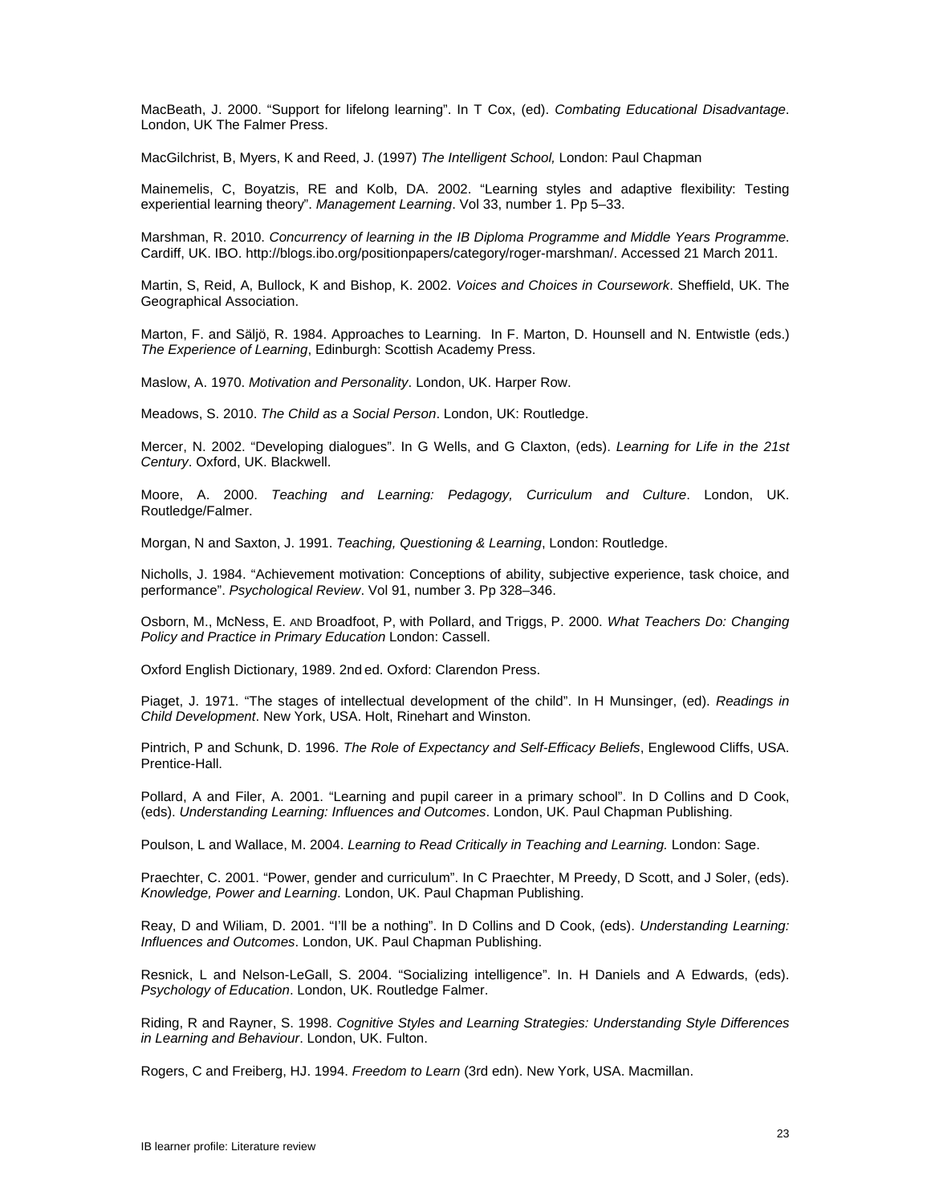MacBeath, J. 2000. "Support for lifelong learning". In T Cox, (ed). *Combating Educational Disadvantage*. London, UK The Falmer Press.

MacGilchrist, B, Myers, K and Reed, J. (1997) *The Intelligent School,* London: Paul Chapman

Mainemelis, C, Boyatzis, RE and Kolb, DA. 2002. "Learning styles and adaptive flexibility: Testing experiential learning theory". *Management Learning*. Vol 33, number 1. Pp 5–33.

Marshman, R. 2010. *Concurrency of learning in the IB Diploma Programme and Middle Years Programme*. Cardiff, UK. IBO. http://blogs.ibo.org/positionpapers/category/roger-marshman/. Accessed 21 March 2011.

Martin, S, Reid, A, Bullock, K and Bishop, K. 2002. *Voices and Choices in Coursework*. Sheffield, UK. The Geographical Association.

Marton, F. and Säljö, R. 1984. Approaches to Learning. In F. Marton, D. Hounsell and N. Entwistle (eds.) *The Experience of Learning*, Edinburgh: Scottish Academy Press.

Maslow, A. 1970. *Motivation and Personality*. London, UK. Harper Row.

Meadows, S. 2010. *The Child as a Social Person*. London, UK: Routledge.

Mercer, N. 2002. "Developing dialogues". In G Wells, and G Claxton, (eds). *Learning for Life in the 21st Century*. Oxford, UK. Blackwell.

Moore, A. 2000. *Teaching and Learning: Pedagogy, Curriculum and Culture*. London, UK. Routledge/Falmer.

Morgan, N and Saxton, J. 1991. *Teaching, Questioning & Learning*, London: Routledge.

Nicholls, J. 1984. "Achievement motivation: Conceptions of ability, subjective experience, task choice, and performance". *Psychological Review*. Vol 91, number 3. Pp 328–346.

Osborn, M., McNess, E. AND Broadfoot, P, with Pollard, and Triggs, P. 2000. *What Teachers Do: Changing Policy and Practice in Primary Education* London: Cassell.

Oxford English Dictionary, 1989. 2nd ed. Oxford: Clarendon Press.

Piaget, J. 1971. "The stages of intellectual development of the child". In H Munsinger, (ed). *Readings in Child Development*. New York, USA. Holt, Rinehart and Winston.

Pintrich, P and Schunk, D. 1996. *The Role of Expectancy and Self-Efficacy Beliefs*, Englewood Cliffs, USA. Prentice-Hall.

Pollard, A and Filer, A. 2001. "Learning and pupil career in a primary school". In D Collins and D Cook, (eds). *Understanding Learning: Influences and Outcomes*. London, UK. Paul Chapman Publishing.

Poulson, L and Wallace, M. 2004. *Learning to Read Critically in Teaching and Learning.* London: Sage.

Praechter, C. 2001. "Power, gender and curriculum". In C Praechter, M Preedy, D Scott, and J Soler, (eds). *Knowledge, Power and Learning*. London, UK. Paul Chapman Publishing.

Reay, D and Wiliam, D. 2001. "I'll be a nothing". In D Collins and D Cook, (eds). *Understanding Learning: Influences and Outcomes*. London, UK. Paul Chapman Publishing.

Resnick, L and Nelson-LeGall, S. 2004. "Socializing intelligence". In. H Daniels and A Edwards, (eds). *Psychology of Education*. London, UK. Routledge Falmer.

Riding, R and Rayner, S. 1998. *Cognitive Styles and Learning Strategies: Understanding Style Differences in Learning and Behaviour*. London, UK. Fulton.

Rogers, C and Freiberg, HJ. 1994. *Freedom to Learn* (3rd edn). New York, USA. Macmillan.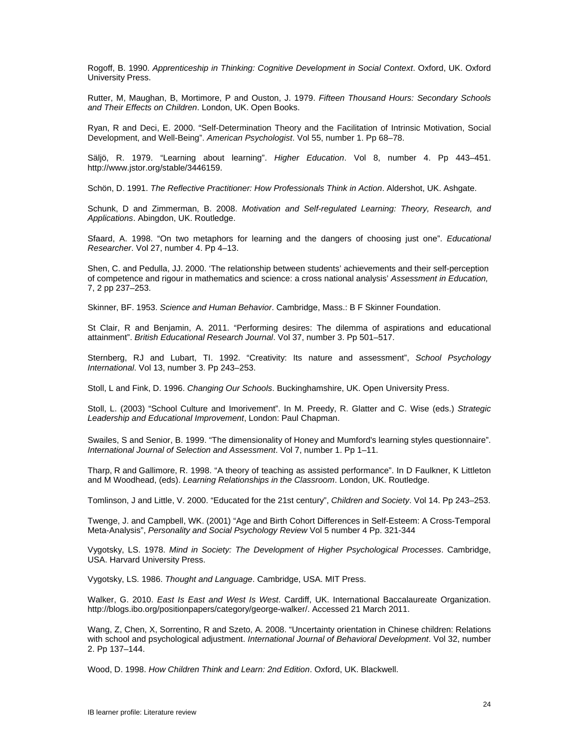Rogoff, B. 1990. *Apprenticeship in Thinking: Cognitive Development in Social Context*. Oxford, UK. Oxford University Press.

Rutter, M, Maughan, B, Mortimore, P and Ouston, J. 1979. *Fifteen Thousand Hours: Secondary Schools and Their Effects on Children*. London, UK. Open Books.

Ryan, R and Deci, E. 2000. "Self-Determination Theory and the Facilitation of Intrinsic Motivation, Social Development, and Well-Being". *American Psychologist*. Vol 55, number 1. Pp 68–78.

Säljö, R. 1979. "Learning about learning". *Higher Education*. Vol 8, number 4. Pp 443–451. http://www.jstor.org/stable/3446159.

Schön, D. 1991. *The Reflective Practitioner: How Professionals Think in Action*. Aldershot, UK. Ashgate.

Schunk, D and Zimmerman, B. 2008. *Motivation and Self-regulated Learning: Theory, Research, and Applications*. Abingdon, UK. Routledge.

Sfaard, A. 1998. "On two metaphors for learning and the dangers of choosing just one". *Educational Researcher*. Vol 27, number 4. Pp 4–13.

Shen, C. and Pedulla, JJ. 2000. 'The relationship between students' achievements and their self-perception of competence and rigour in mathematics and science: a cross national analysis' *Assessment in Education,* 7, 2 pp 237–253.

Skinner, BF. 1953. *Science and Human Behavior*. Cambridge, Mass.: B F Skinner Foundation.

St Clair, R and Benjamin, A. 2011. "Performing desires: The dilemma of aspirations and educational attainment". *British Educational Research Journal*. Vol 37, number 3. Pp 501–517.

Sternberg, RJ and Lubart, TI. 1992. "Creativity: Its nature and assessment", *School Psychology International*. Vol 13, number 3. Pp 243–253.

Stoll, L and Fink, D. 1996. *Changing Our Schools*. Buckinghamshire, UK. Open University Press.

Stoll, L. (2003) "School Culture and Imorivement". In M. Preedy, R. Glatter and C. Wise (eds.) *Strategic Leadership and Educational Improvement*, London: Paul Chapman.

Swailes, S and Senior, B. 1999. "The dimensionality of Honey and Mumford's learning styles questionnaire". *International Journal of Selection and Assessment*. Vol 7, number 1. Pp 1–11.

Tharp, R and Gallimore, R. 1998. "A theory of teaching as assisted performance". In D Faulkner, K Littleton and M Woodhead, (eds). *Learning Relationships in the Classroom*. London, UK. Routledge.

Tomlinson, J and Little, V. 2000. "Educated for the 21st century", *Children and Society*. Vol 14. Pp 243–253.

Twenge, J. and Campbell, WK. (2001) "Age and Birth Cohort Differences in Self-Esteem: A Cross-Temporal Meta-Analysis", *Personality and Social Psychology Review* Vol 5 number 4 Pp. 321-344

Vygotsky, LS. 1978. *Mind in Society: The Development of Higher Psychological Processes*. Cambridge, USA. Harvard University Press.

Vygotsky, LS. 1986. *Thought and Language*. Cambridge, USA. MIT Press.

Walker, G. 2010. *East Is East and West Is West*. Cardiff, UK. International Baccalaureate Organization. http://blogs.ibo.org/positionpapers/category/george-walker/. Accessed 21 March 2011.

Wang, Z, Chen, X, Sorrentino, R and Szeto, A. 2008. "Uncertainty orientation in Chinese children: Relations with school and psychological adjustment. *International Journal of Behavioral Development*. Vol 32, number 2. Pp 137–144.

Wood, D. 1998. *How Children Think and Learn: 2nd Edition*. Oxford, UK. Blackwell.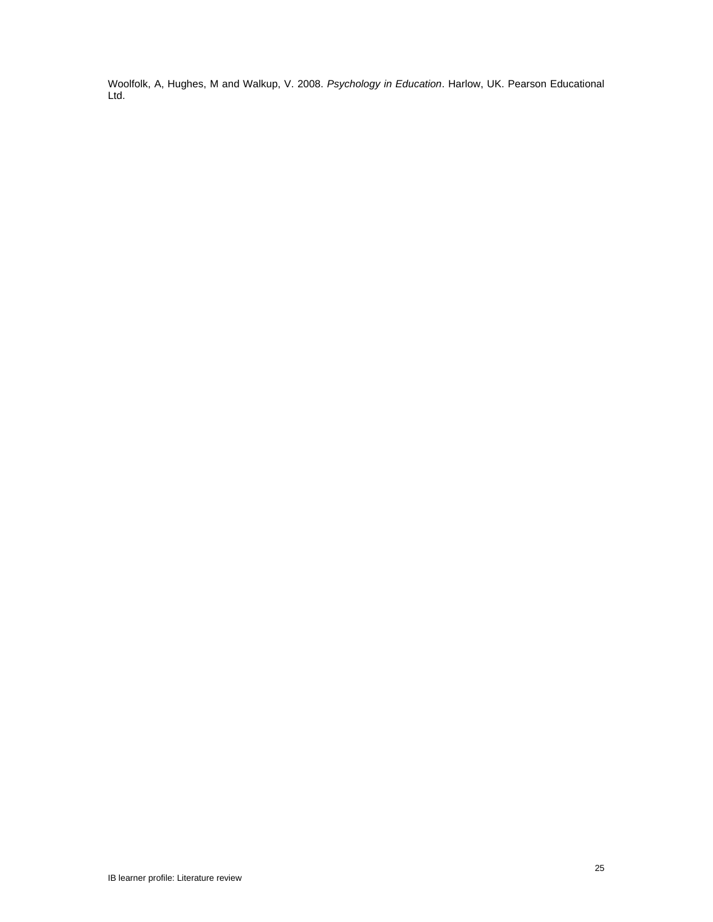Woolfolk, A, Hughes, M and Walkup, V. 2008. *Psychology in Education*. Harlow, UK. Pearson Educational Ltd.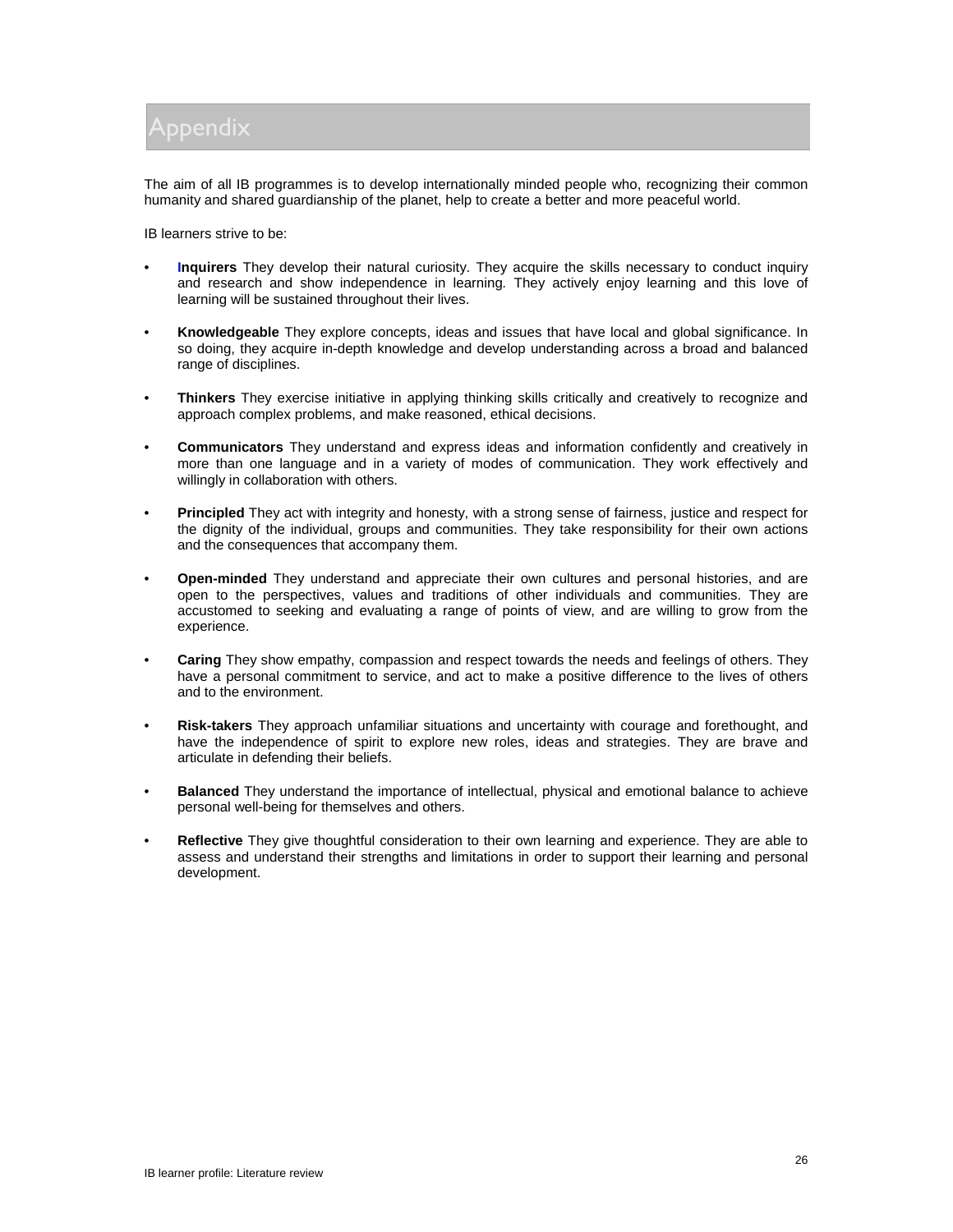# Appendix

The aim of all IB programmes is to develop internationally minded people who, recognizing their common humanity and shared guardianship of the planet, help to create a better and more peaceful world.

IB learners strive to be:

- **Inquirers** They develop their natural curiosity. They acquire the skills necessary to conduct inquiry and research and show independence in learning. They actively enjoy learning and this love of learning will be sustained throughout their lives.

- **Knowledgeable** They explore concepts, ideas and issues that have local and global significance. In so doing, they acquire in-depth knowledge and develop understanding across a broad and balanced range of disciplines.

- **Thinkers** They exercise initiative in applying thinking skills critically and creatively to recognize and approach complex problems, and make reasoned, ethical decisions.

- **Communicators** They understand and express ideas and information confidently and creatively in more than one language and in a variety of modes of communication. They work effectively and willingly in collaboration with others.

- **Principled** They act with integrity and honesty, with a strong sense of fairness, justice and respect for the dignity of the individual, groups and communities. They take responsibility for their own actions and the consequences that accompany them.

- **Open-minded** They understand and appreciate their own cultures and personal histories, and are open to the perspectives, values and traditions of other individuals and communities. They are accustomed to seeking and evaluating a range of points of view, and are willing to grow from the experience.

- **Caring** They show empathy, compassion and respect towards the needs and feelings of others. They have a personal commitment to service, and act to make a positive difference to the lives of others and to the environment.

- **Risk-takers** They approach unfamiliar situations and uncertainty with courage and forethought, and have the independence of spirit to explore new roles, ideas and strategies. They are brave and articulate in defending their beliefs.

- **Balanced** They understand the importance of intellectual, physical and emotional balance to achieve personal well-being for themselves and others.

- **Reflective** They give thoughtful consideration to their own learning and experience. They are able to assess and understand their strengths and limitations in order to support their learning and personal development.